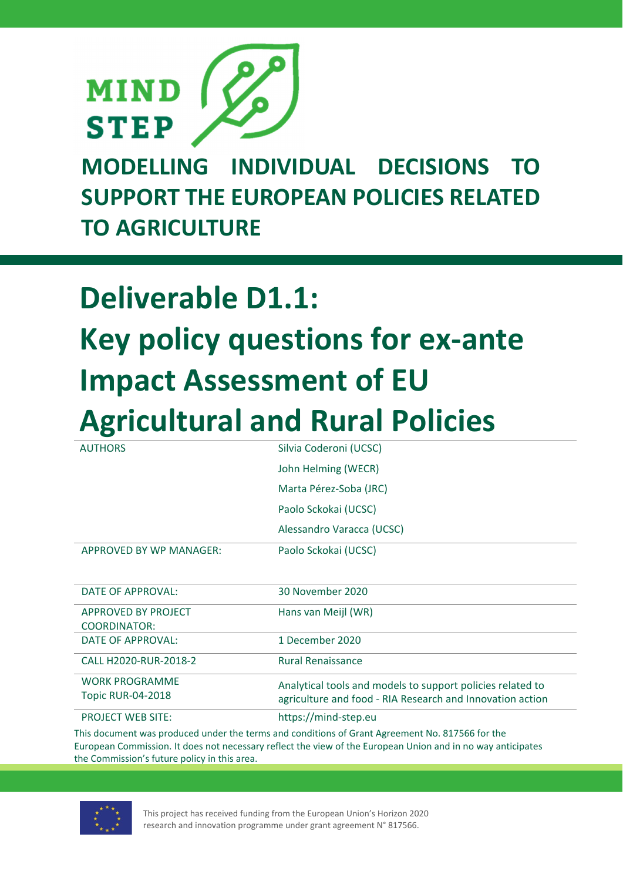MIND STEP

# MODELLING INDIVIDUAL DECISIONS TO SUPPORT THE EUROPEAN POLICIES RELATED TO AGRICULTURE

# Deliverable D1.1: Key policy questions for ex-ante Impact Assessment of EU Agricultural and Rural Policies

| | |
|---|---|
| AUTHORS | Silvia Coderoni (UCSC) |
| | John Helming (WECR) |
| | Marta Pérez-Soba (JRC) |
| | Paolo Sckokai (UCSC) |
| | Alessandro Varacca (UCSC) |
| APPROVED BY WP MANAGER: | Paolo Sckokai (UCSC) |
| DATE OF APPROVAL: | 30 November 2020 |
| APPROVED BY PROJECT COORDINATOR: | Hans van Meijl (WR) |
| DATE OF APPROVAL: | 1 December 2020 |
| CALL H2020-RUR-2018-2 | Rural Renaissance |
| WORK PROGRAMME Topic RUR-04-2018 | Analytical tools and models to support policies related to agriculture and food - RIA Research and Innovation action |
| PROJECT WEB SITE: | https://mind-step.eu |

This document was produced under the terms and conditions of Grant Agreement No. 817566 for the European Commission. It does not necessary reflect the view of the European Union and in no way anticipates the Commission's future policy in this area.

This project has received funding from the European Union's Horizon 2020 research and innovation programme under grant agreement N° 817566.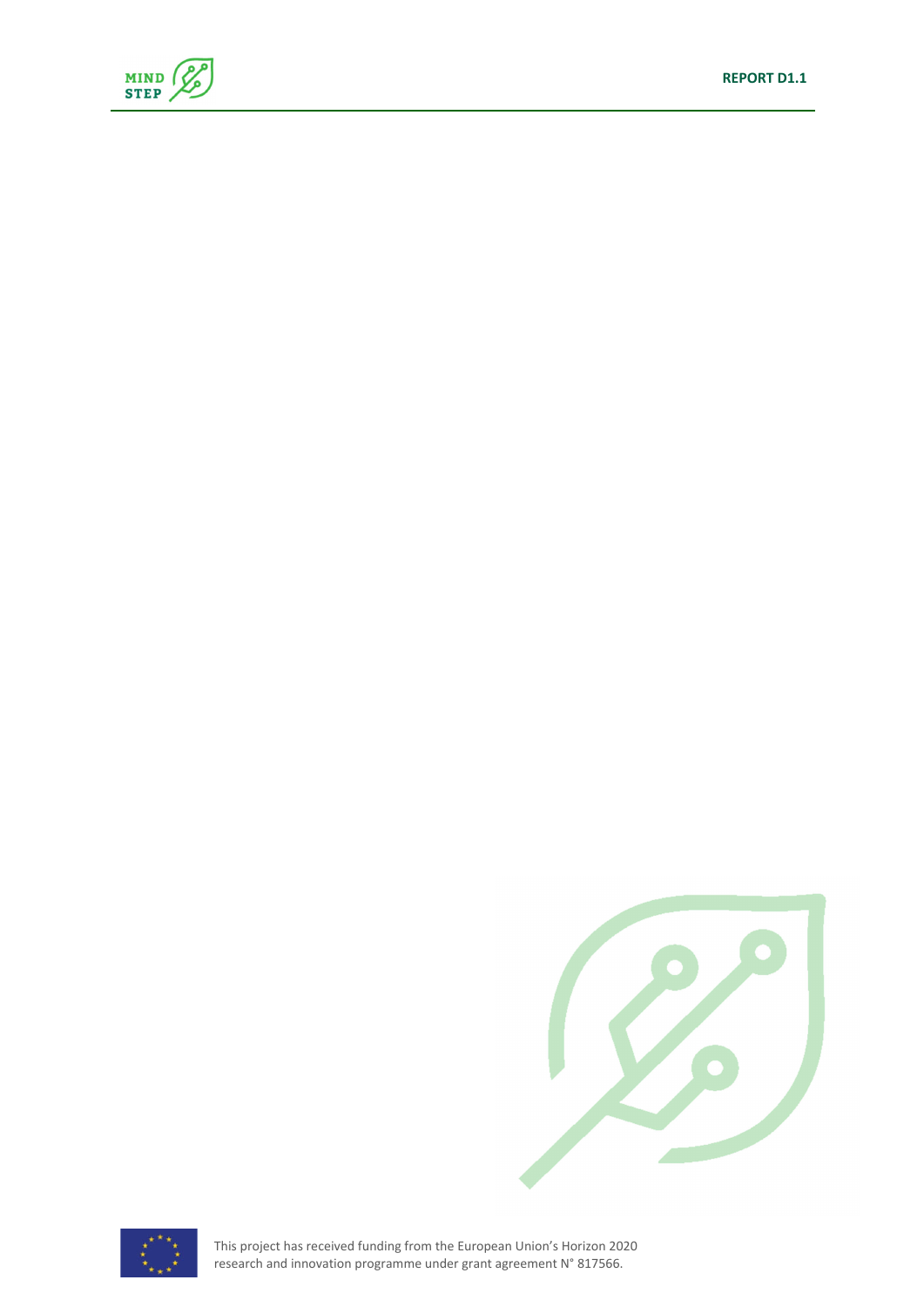This project has received funding from the European Union's Horizon 2020 research and innovation programme under grant agreement N° 817566.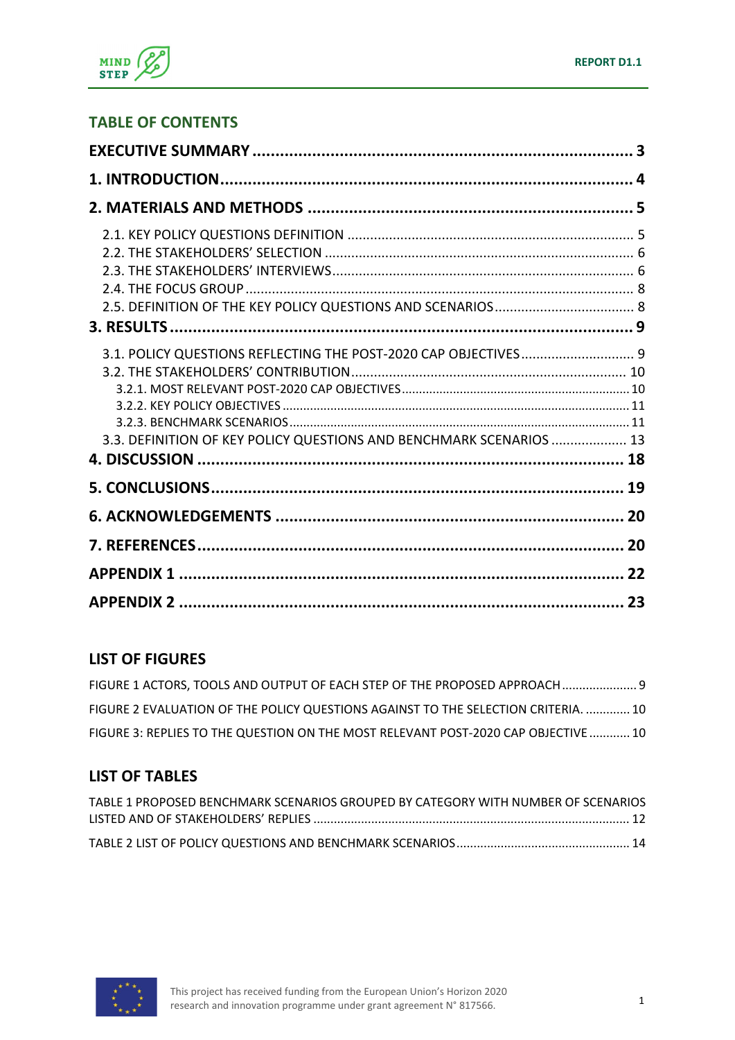## TABLE OF CONTENTS

**EXECUTIVE SUMMARY ..................................................................................... 3**

**1. INTRODUCTION........................................................................................ 4**

**2. MATERIALS AND METHODS ...................................................................... 5**

- 2.1. KEY POLICY QUESTIONS DEFINITION ........................................................................... 5
- 2.2. THE STAKEHOLDERS' SELECTION .................................................................................. 6
- 2.3. THE STAKEHOLDERS' INTERVIEWS................................................................................ 6
- 2.4. THE FOCUS GROUP ....................................................................................................... 8
- 2.5. DEFINITION OF THE KEY POLICY QUESTIONS AND SCENARIOS .................................... 8

**3. RESULTS ..................................................................................................... 9**

- 3.1. POLICY QUESTIONS REFLECTING THE POST-2020 CAP OBJECTIVES ............................ 9
- 3.2. THE STAKEHOLDERS' CONTRIBUTION ........................................................................ 10
  - 3.2.1. MOST RELEVANT POST-2020 CAP OBJECTIVES ................................................................ 10
  - 3.2.2. KEY POLICY OBJECTIVES .................................................................................................. 11
  - 3.2.3. BENCHMARK SCENARIOS .................................................................................................. 11
- 3.3. DEFINITION OF KEY POLICY QUESTIONS AND BENCHMARK SCENARIOS .................... 13

**4. DISCUSSION ............................................................................................. 18**

**5. CONCLUSIONS........................................................................................... 19**

**6. ACKNOWLEDGEMENTS ............................................................................ 20**

**7. REFERENCES.............................................................................................. 20**

**APPENDIX 1 ................................................................................................. 22**

**APPENDIX 2 ................................................................................................. 23**

## LIST OF FIGURES

FIGURE 1 ACTORS, TOOLS AND OUTPUT OF EACH STEP OF THE PROPOSED APPROACH ...................... 9

FIGURE 2 EVALUATION OF THE POLICY QUESTIONS AGAINST TO THE SELECTION CRITERIA. ............. 10

FIGURE 3: REPLIES TO THE QUESTION ON THE MOST RELEVANT POST-2020 CAP OBJECTIVE ............ 10

## LIST OF TABLES

TABLE 1 PROPOSED BENCHMARK SCENARIOS GROUPED BY CATEGORY WITH NUMBER OF SCENARIOS LISTED AND OF STAKEHOLDERS' REPLIES ........................................................................................... 12

TABLE 2 LIST OF POLICY QUESTIONS AND BENCHMARK SCENARIOS .................................................. 14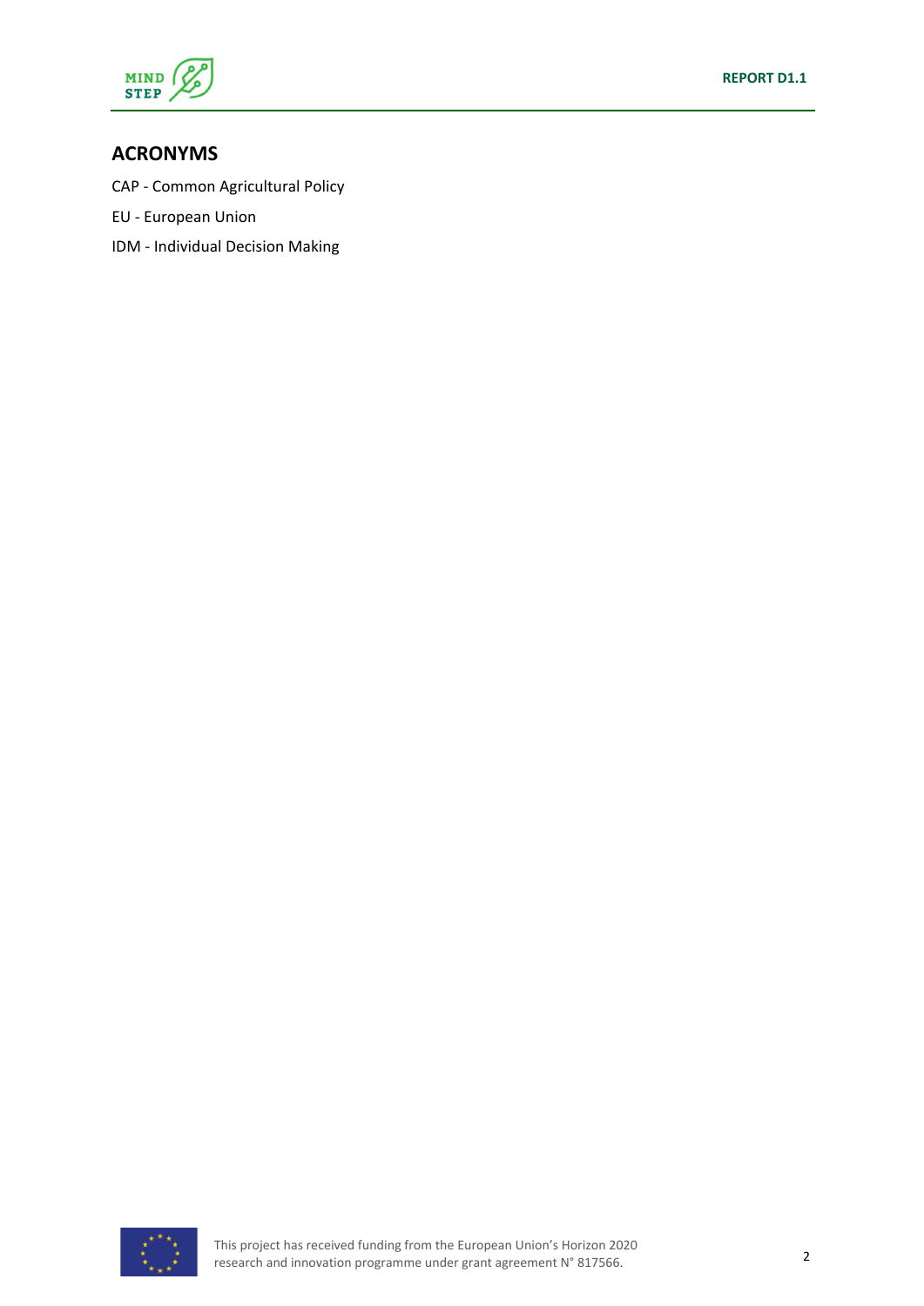## ACRONYMS

CAP - Common Agricultural Policy

EU - European Union

IDM - Individual Decision Making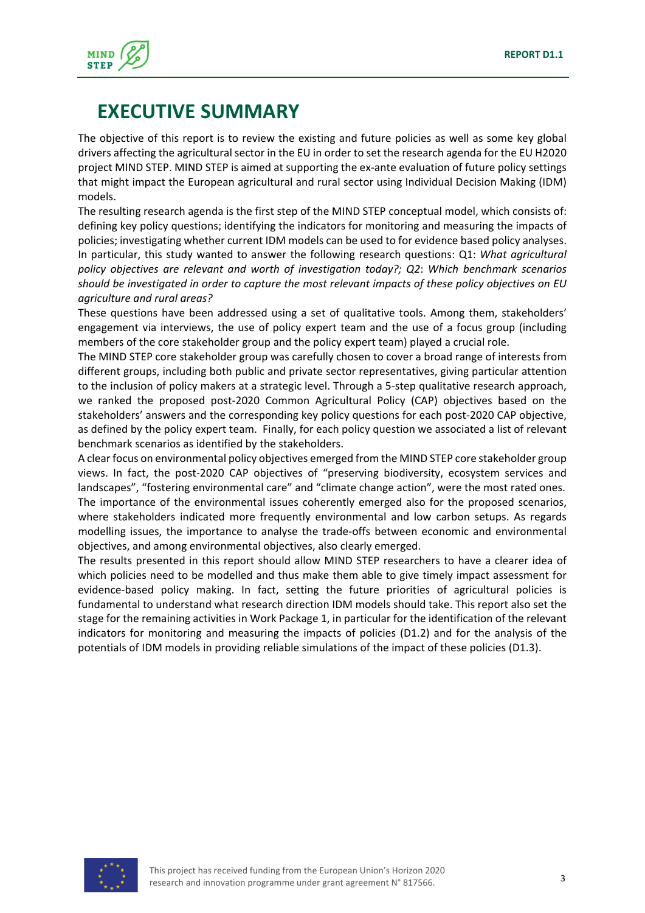# EXECUTIVE SUMMARY

The objective of this report is to review the existing and future policies as well as some key global drivers affecting the agricultural sector in the EU in order to set the research agenda for the EU H2020 project MIND STEP. MIND STEP is aimed at supporting the ex-ante evaluation of future policy settings that might impact the European agricultural and rural sector using Individual Decision Making (IDM) models.

The resulting research agenda is the first step of the MIND STEP conceptual model, which consists of: defining key policy questions; identifying the indicators for monitoring and measuring the impacts of policies; investigating whether current IDM models can be used to for evidence based policy analyses. In particular, this study wanted to answer the following research questions: Q1: *What agricultural policy objectives are relevant and worth of investigation today?; Q2*: *Which benchmark scenarios should be investigated in order to capture the most relevant impacts of these policy objectives on EU agriculture and rural areas?*

These questions have been addressed using a set of qualitative tools. Among them, stakeholders' engagement via interviews, the use of policy expert team and the use of a focus group (including members of the core stakeholder group and the policy expert team) played a crucial role.

The MIND STEP core stakeholder group was carefully chosen to cover a broad range of interests from different groups, including both public and private sector representatives, giving particular attention to the inclusion of policy makers at a strategic level. Through a 5-step qualitative research approach, we ranked the proposed post-2020 Common Agricultural Policy (CAP) objectives based on the stakeholders' answers and the corresponding key policy questions for each post-2020 CAP objective, as defined by the policy expert team. Finally, for each policy question we associated a list of relevant benchmark scenarios as identified by the stakeholders.

A clear focus on environmental policy objectives emerged from the MIND STEP core stakeholder group views. In fact, the post-2020 CAP objectives of "preserving biodiversity, ecosystem services and landscapes", "fostering environmental care" and "climate change action", were the most rated ones. The importance of the environmental issues coherently emerged also for the proposed scenarios, where stakeholders indicated more frequently environmental and low carbon setups. As regards modelling issues, the importance to analyse the trade-offs between economic and environmental objectives, and among environmental objectives, also clearly emerged.

The results presented in this report should allow MIND STEP researchers to have a clearer idea of which policies need to be modelled and thus make them able to give timely impact assessment for evidence-based policy making. In fact, setting the future priorities of agricultural policies is fundamental to understand what research direction IDM models should take. This report also set the stage for the remaining activities in Work Package 1, in particular for the identification of the relevant indicators for monitoring and measuring the impacts of policies (D1.2) and for the analysis of the potentials of IDM models in providing reliable simulations of the impact of these policies (D1.3).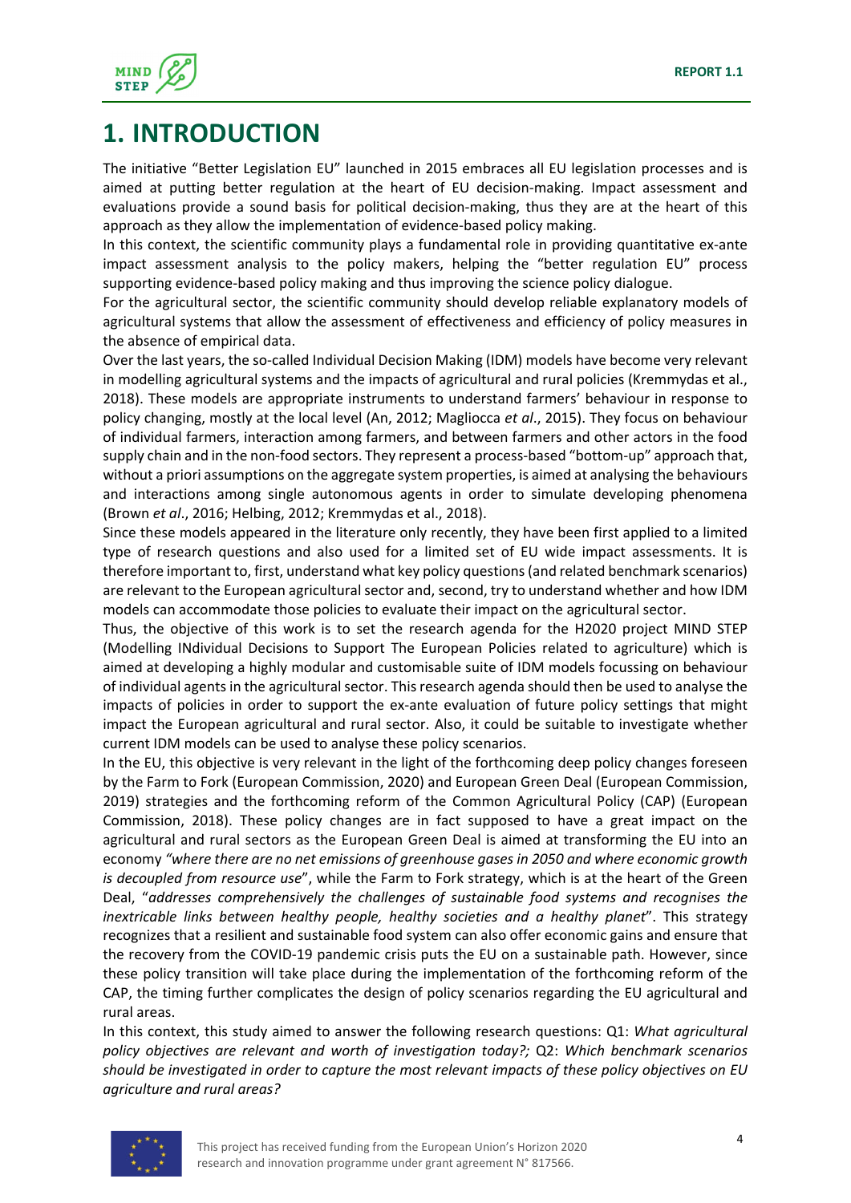# 1. INTRODUCTION

The initiative "Better Legislation EU" launched in 2015 embraces all EU legislation processes and is aimed at putting better regulation at the heart of EU decision-making. Impact assessment and evaluations provide a sound basis for political decision-making, thus they are at the heart of this approach as they allow the implementation of evidence-based policy making.

In this context, the scientific community plays a fundamental role in providing quantitative ex-ante impact assessment analysis to the policy makers, helping the "better regulation EU" process supporting evidence-based policy making and thus improving the science policy dialogue.

For the agricultural sector, the scientific community should develop reliable explanatory models of agricultural systems that allow the assessment of effectiveness and efficiency of policy measures in the absence of empirical data.

Over the last years, the so-called Individual Decision Making (IDM) models have become very relevant in modelling agricultural systems and the impacts of agricultural and rural policies (Kremmydas et al., 2018). These models are appropriate instruments to understand farmers' behaviour in response to policy changing, mostly at the local level (An, 2012; Magliocca *et al*., 2015). They focus on behaviour of individual farmers, interaction among farmers, and between farmers and other actors in the food supply chain and in the non-food sectors. They represent a process-based "bottom-up" approach that, without a priori assumptions on the aggregate system properties, is aimed at analysing the behaviours and interactions among single autonomous agents in order to simulate developing phenomena (Brown *et al*., 2016; Helbing, 2012; Kremmydas et al., 2018).

Since these models appeared in the literature only recently, they have been first applied to a limited type of research questions and also used for a limited set of EU wide impact assessments. It is therefore important to, first, understand what key policy questions (and related benchmark scenarios) are relevant to the European agricultural sector and, second, try to understand whether and how IDM models can accommodate those policies to evaluate their impact on the agricultural sector.

Thus, the objective of this work is to set the research agenda for the H2020 project MIND STEP (Modelling INdividual Decisions to Support The European Policies related to agriculture) which is aimed at developing a highly modular and customisable suite of IDM models focussing on behaviour of individual agents in the agricultural sector. This research agenda should then be used to analyse the impacts of policies in order to support the ex-ante evaluation of future policy settings that might impact the European agricultural and rural sector. Also, it could be suitable to investigate whether current IDM models can be used to analyse these policy scenarios.

In the EU, this objective is very relevant in the light of the forthcoming deep policy changes foreseen by the Farm to Fork (European Commission, 2020) and European Green Deal (European Commission, 2019) strategies and the forthcoming reform of the Common Agricultural Policy (CAP) (European Commission, 2018). These policy changes are in fact supposed to have a great impact on the agricultural and rural sectors as the European Green Deal is aimed at transforming the EU into an economy *"where there are no net emissions of greenhouse gases in 2050 and where economic growth is decoupled from resource use"*, while the Farm to Fork strategy, which is at the heart of the Green Deal, "*addresses comprehensively the challenges of sustainable food systems and recognises the inextricable links between healthy people, healthy societies and a healthy planet*". This strategy recognizes that a resilient and sustainable food system can also offer economic gains and ensure that the recovery from the COVID-19 pandemic crisis puts the EU on a sustainable path. However, since these policy transition will take place during the implementation of the forthcoming reform of the CAP, the timing further complicates the design of policy scenarios regarding the EU agricultural and rural areas.

In this context, this study aimed to answer the following research questions: Q1: *What agricultural policy objectives are relevant and worth of investigation today?;* Q2: *Which benchmark scenarios should be investigated in order to capture the most relevant impacts of these policy objectives on EU agriculture and rural areas?*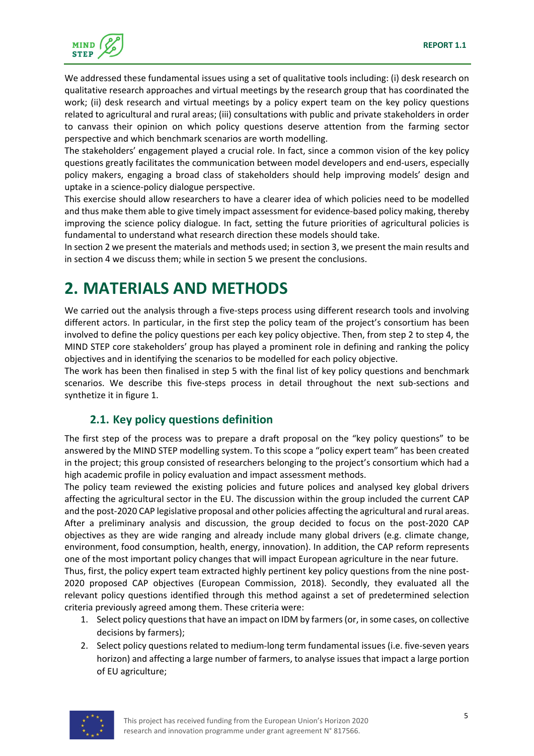We addressed these fundamental issues using a set of qualitative tools including: (i) desk research on qualitative research approaches and virtual meetings by the research group that has coordinated the work; (ii) desk research and virtual meetings by a policy expert team on the key policy questions related to agricultural and rural areas; (iii) consultations with public and private stakeholders in order to canvass their opinion on which policy questions deserve attention from the farming sector perspective and which benchmark scenarios are worth modelling.

The stakeholders' engagement played a crucial role. In fact, since a common vision of the key policy questions greatly facilitates the communication between model developers and end-users, especially policy makers, engaging a broad class of stakeholders should help improving models' design and uptake in a science-policy dialogue perspective.

This exercise should allow researchers to have a clearer idea of which policies need to be modelled and thus make them able to give timely impact assessment for evidence-based policy making, thereby improving the science policy dialogue. In fact, setting the future priorities of agricultural policies is fundamental to understand what research direction these models should take.

In section 2 we present the materials and methods used; in section 3, we present the main results and in section 4 we discuss them; while in section 5 we present the conclusions.

# 2. MATERIALS AND METHODS

We carried out the analysis through a five-steps process using different research tools and involving different actors. In particular, in the first step the policy team of the project's consortium has been involved to define the policy questions per each key policy objective. Then, from step 2 to step 4, the MIND STEP core stakeholders' group has played a prominent role in defining and ranking the policy objectives and in identifying the scenarios to be modelled for each policy objective.

The work has been then finalised in step 5 with the final list of key policy questions and benchmark scenarios. We describe this five-steps process in detail throughout the next sub-sections and synthetize it in figure 1.

## 2.1. Key policy questions definition

The first step of the process was to prepare a draft proposal on the "key policy questions" to be answered by the MIND STEP modelling system. To this scope a "policy expert team" has been created in the project; this group consisted of researchers belonging to the project's consortium which had a high academic profile in policy evaluation and impact assessment methods.

The policy team reviewed the existing policies and future polices and analysed key global drivers affecting the agricultural sector in the EU. The discussion within the group included the current CAP and the post-2020 CAP legislative proposal and other policies affecting the agricultural and rural areas. After a preliminary analysis and discussion, the group decided to focus on the post-2020 CAP objectives as they are wide ranging and already include many global drivers (e.g. climate change, environment, food consumption, health, energy, innovation). In addition, the CAP reform represents one of the most important policy changes that will impact European agriculture in the near future.

Thus, first, the policy expert team extracted highly pertinent key policy questions from the nine post-2020 proposed CAP objectives (European Commission, 2018). Secondly, they evaluated all the relevant policy questions identified through this method against a set of predetermined selection criteria previously agreed among them. These criteria were:

1. Select policy questions that have an impact on IDM by farmers (or, in some cases, on collective decisions by farmers);
2. Select policy questions related to medium-long term fundamental issues (i.e. five-seven years horizon) and affecting a large number of farmers, to analyse issues that impact a large portion of EU agriculture;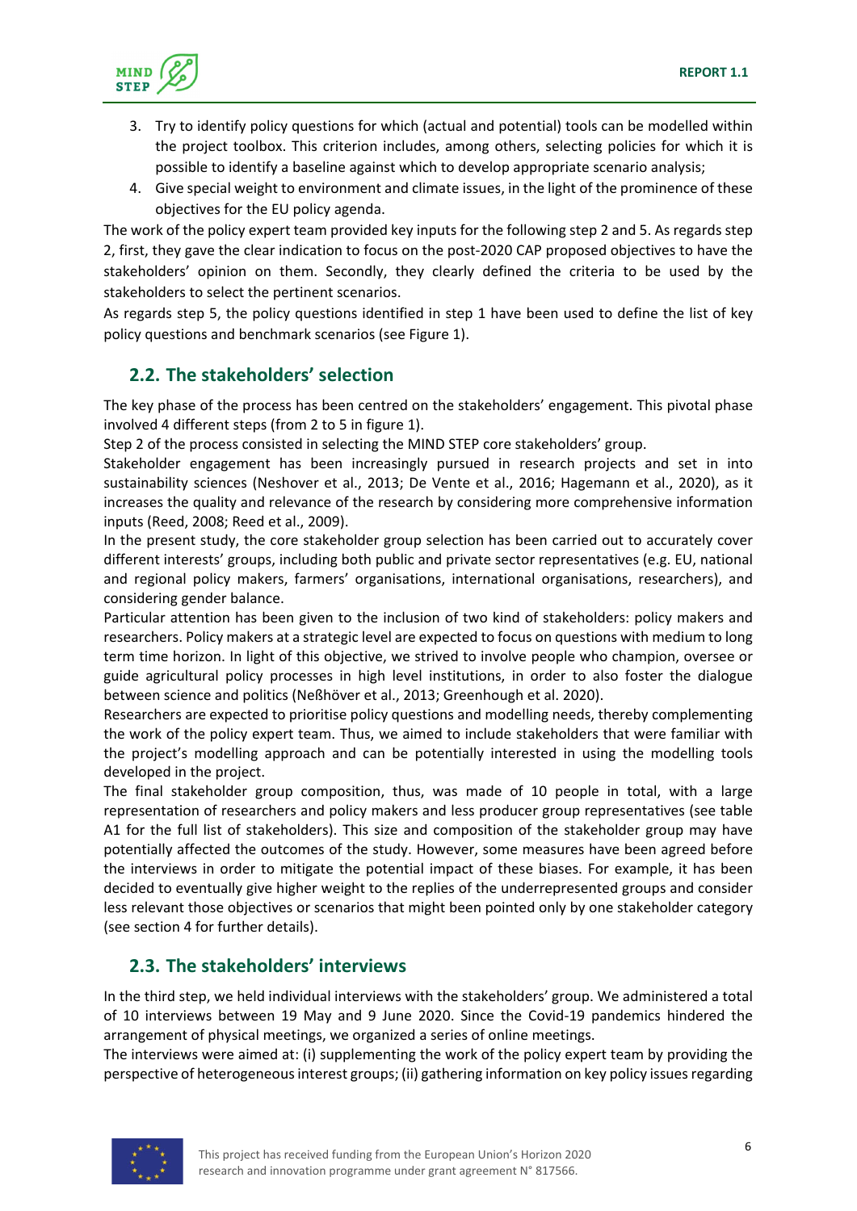3. Try to identify policy questions for which (actual and potential) tools can be modelled within the project toolbox. This criterion includes, among others, selecting policies for which it is possible to identify a baseline against which to develop appropriate scenario analysis;
4. Give special weight to environment and climate issues, in the light of the prominence of these objectives for the EU policy agenda.

The work of the policy expert team provided key inputs for the following step 2 and 5. As regards step 2, first, they gave the clear indication to focus on the post-2020 CAP proposed objectives to have the stakeholders' opinion on them. Secondly, they clearly defined the criteria to be used by the stakeholders to select the pertinent scenarios.

As regards step 5, the policy questions identified in step 1 have been used to define the list of key policy questions and benchmark scenarios (see Figure 1).

## 2.2. The stakeholders' selection

The key phase of the process has been centred on the stakeholders' engagement. This pivotal phase involved 4 different steps (from 2 to 5 in figure 1).

Step 2 of the process consisted in selecting the MIND STEP core stakeholders' group.

Stakeholder engagement has been increasingly pursued in research projects and set in into sustainability sciences (Neshover et al., 2013; De Vente et al., 2016; Hagemann et al., 2020), as it increases the quality and relevance of the research by considering more comprehensive information inputs (Reed, 2008; Reed et al., 2009).

In the present study, the core stakeholder group selection has been carried out to accurately cover different interests' groups, including both public and private sector representatives (e.g. EU, national and regional policy makers, farmers' organisations, international organisations, researchers), and considering gender balance.

Particular attention has been given to the inclusion of two kind of stakeholders: policy makers and researchers. Policy makers at a strategic level are expected to focus on questions with medium to long term time horizon. In light of this objective, we strived to involve people who champion, oversee or guide agricultural policy processes in high level institutions, in order to also foster the dialogue between science and politics (Neßhöver et al., 2013; Greenhough et al. 2020).

Researchers are expected to prioritise policy questions and modelling needs, thereby complementing the work of the policy expert team. Thus, we aimed to include stakeholders that were familiar with the project's modelling approach and can be potentially interested in using the modelling tools developed in the project.

The final stakeholder group composition, thus, was made of 10 people in total, with a large representation of researchers and policy makers and less producer group representatives (see table A1 for the full list of stakeholders). This size and composition of the stakeholder group may have potentially affected the outcomes of the study. However, some measures have been agreed before the interviews in order to mitigate the potential impact of these biases. For example, it has been decided to eventually give higher weight to the replies of the underrepresented groups and consider less relevant those objectives or scenarios that might been pointed only by one stakeholder category (see section 4 for further details).

## 2.3. The stakeholders' interviews

In the third step, we held individual interviews with the stakeholders' group. We administered a total of 10 interviews between 19 May and 9 June 2020. Since the Covid-19 pandemics hindered the arrangement of physical meetings, we organized a series of online meetings.

The interviews were aimed at: (i) supplementing the work of the policy expert team by providing the perspective of heterogeneous interest groups; (ii) gathering information on key policy issues regarding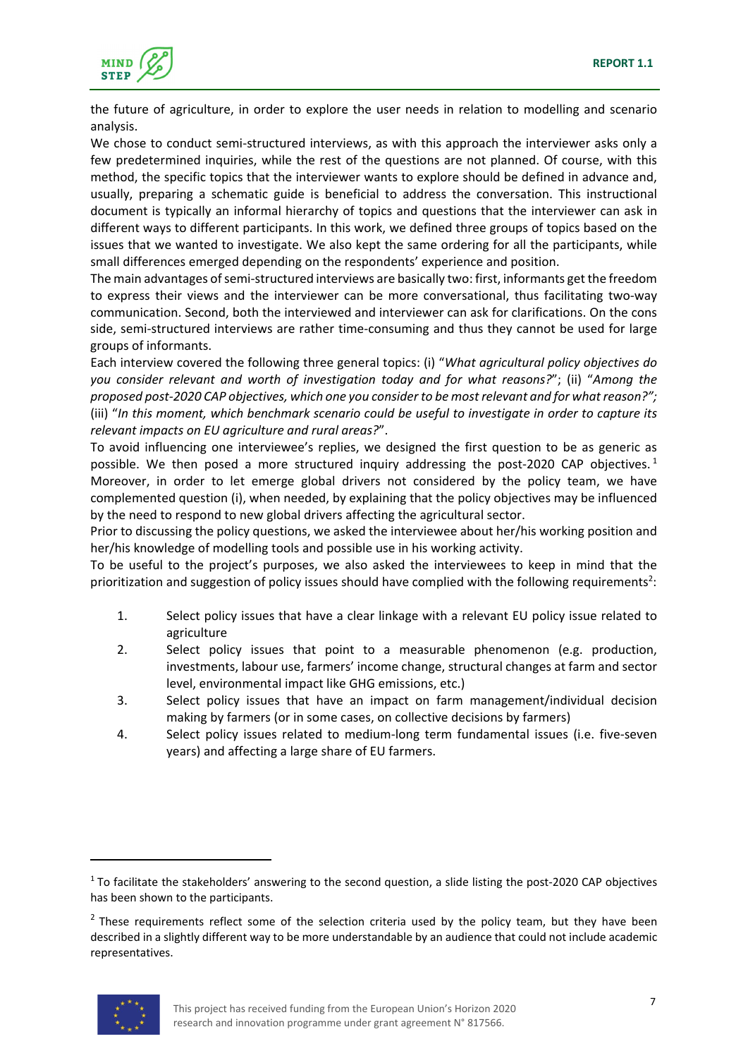the future of agriculture, in order to explore the user needs in relation to modelling and scenario analysis.

We chose to conduct semi-structured interviews, as with this approach the interviewer asks only a few predetermined inquiries, while the rest of the questions are not planned. Of course, with this method, the specific topics that the interviewer wants to explore should be defined in advance and, usually, preparing a schematic guide is beneficial to address the conversation. This instructional document is typically an informal hierarchy of topics and questions that the interviewer can ask in different ways to different participants. In this work, we defined three groups of topics based on the issues that we wanted to investigate. We also kept the same ordering for all the participants, while small differences emerged depending on the respondents' experience and position.

The main advantages of semi-structured interviews are basically two: first, informants get the freedom to express their views and the interviewer can be more conversational, thus facilitating two-way communication. Second, both the interviewed and interviewer can ask for clarifications. On the cons side, semi-structured interviews are rather time-consuming and thus they cannot be used for large groups of informants.

Each interview covered the following three general topics: (i) "*What agricultural policy objectives do you consider relevant and worth of investigation today and for what reasons?*"; (ii) "*Among the proposed post-2020 CAP objectives, which one you consider to be most relevant and for what reason?";* (iii) "*In this moment, which benchmark scenario could be useful to investigate in order to capture its relevant impacts on EU agriculture and rural areas?*".

To avoid influencing one interviewee's replies, we designed the first question to be as generic as possible. We then posed a more structured inquiry addressing the post-2020 CAP objectives.[1] Moreover, in order to let emerge global drivers not considered by the policy team, we have complemented question (i), when needed, by explaining that the policy objectives may be influenced by the need to respond to new global drivers affecting the agricultural sector.

Prior to discussing the policy questions, we asked the interviewee about her/his working position and her/his knowledge of modelling tools and possible use in his working activity.

To be useful to the project's purposes, we also asked the interviewees to keep in mind that the prioritization and suggestion of policy issues should have complied with the following requirements[2]:

1. Select policy issues that have a clear linkage with a relevant EU policy issue related to agriculture
2. Select policy issues that point to a measurable phenomenon (e.g. production, investments, labour use, farmers' income change, structural changes at farm and sector level, environmental impact like GHG emissions, etc.)
3. Select policy issues that have an impact on farm management/individual decision making by farmers (or in some cases, on collective decisions by farmers)
4. Select policy issues related to medium-long term fundamental issues (i.e. five-seven years) and affecting a large share of EU farmers.

---

[1] To facilitate the stakeholders' answering to the second question, a slide listing the post-2020 CAP objectives has been shown to the participants.

[2] These requirements reflect some of the selection criteria used by the policy team, but they have been described in a slightly different way to be more understandable by an audience that could not include academic representatives.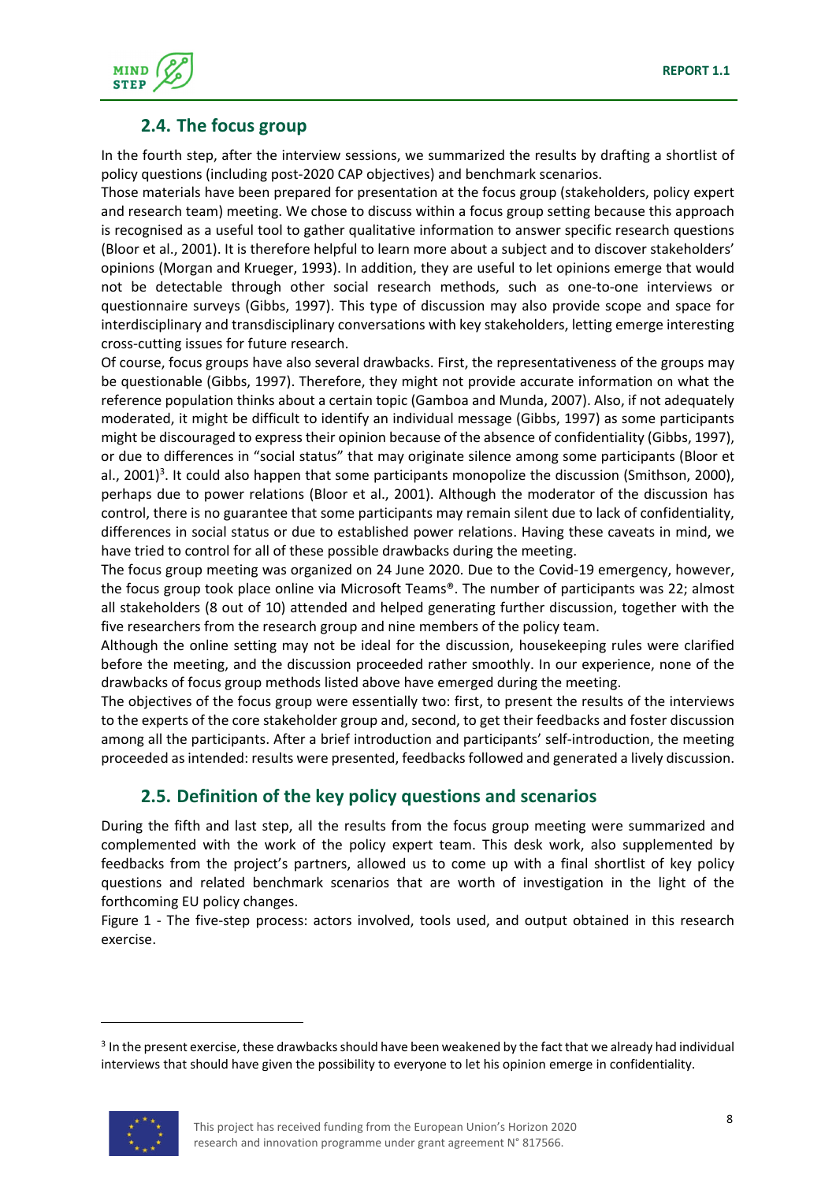## 2.4. The focus group

In the fourth step, after the interview sessions, we summarized the results by drafting a shortlist of policy questions (including post-2020 CAP objectives) and benchmark scenarios.

Those materials have been prepared for presentation at the focus group (stakeholders, policy expert and research team) meeting. We chose to discuss within a focus group setting because this approach is recognised as a useful tool to gather qualitative information to answer specific research questions (Bloor et al., 2001). It is therefore helpful to learn more about a subject and to discover stakeholders' opinions (Morgan and Krueger, 1993). In addition, they are useful to let opinions emerge that would not be detectable through other social research methods, such as one-to-one interviews or questionnaire surveys (Gibbs, 1997). This type of discussion may also provide scope and space for interdisciplinary and transdisciplinary conversations with key stakeholders, letting emerge interesting cross-cutting issues for future research.

Of course, focus groups have also several drawbacks. First, the representativeness of the groups may be questionable (Gibbs, 1997). Therefore, they might not provide accurate information on what the reference population thinks about a certain topic (Gamboa and Munda, 2007). Also, if not adequately moderated, it might be difficult to identify an individual message (Gibbs, 1997) as some participants might be discouraged to express their opinion because of the absence of confidentiality (Gibbs, 1997), or due to differences in "social status" that may originate silence among some participants (Bloor et al., 2001)[3]. It could also happen that some participants monopolize the discussion (Smithson, 2000), perhaps due to power relations (Bloor et al., 2001). Although the moderator of the discussion has control, there is no guarantee that some participants may remain silent due to lack of confidentiality, differences in social status or due to established power relations. Having these caveats in mind, we have tried to control for all of these possible drawbacks during the meeting.

The focus group meeting was organized on 24 June 2020. Due to the Covid-19 emergency, however, the focus group took place online via Microsoft Teams®. The number of participants was 22; almost all stakeholders (8 out of 10) attended and helped generating further discussion, together with the five researchers from the research group and nine members of the policy team.

Although the online setting may not be ideal for the discussion, housekeeping rules were clarified before the meeting, and the discussion proceeded rather smoothly. In our experience, none of the drawbacks of focus group methods listed above have emerged during the meeting.

The objectives of the focus group were essentially two: first, to present the results of the interviews to the experts of the core stakeholder group and, second, to get their feedbacks and foster discussion among all the participants. After a brief introduction and participants' self-introduction, the meeting proceeded as intended: results were presented, feedbacks followed and generated a lively discussion.

## 2.5. Definition of the key policy questions and scenarios

During the fifth and last step, all the results from the focus group meeting were summarized and complemented with the work of the policy expert team. This desk work, also supplemented by feedbacks from the project's partners, allowed us to come up with a final shortlist of key policy questions and related benchmark scenarios that are worth of investigation in the light of the forthcoming EU policy changes.

Figure 1 - The five-step process: actors involved, tools used, and output obtained in this research exercise.

---

[3] In the present exercise, these drawbacks should have been weakened by the fact that we already had individual interviews that should have given the possibility to everyone to let his opinion emerge in confidentiality.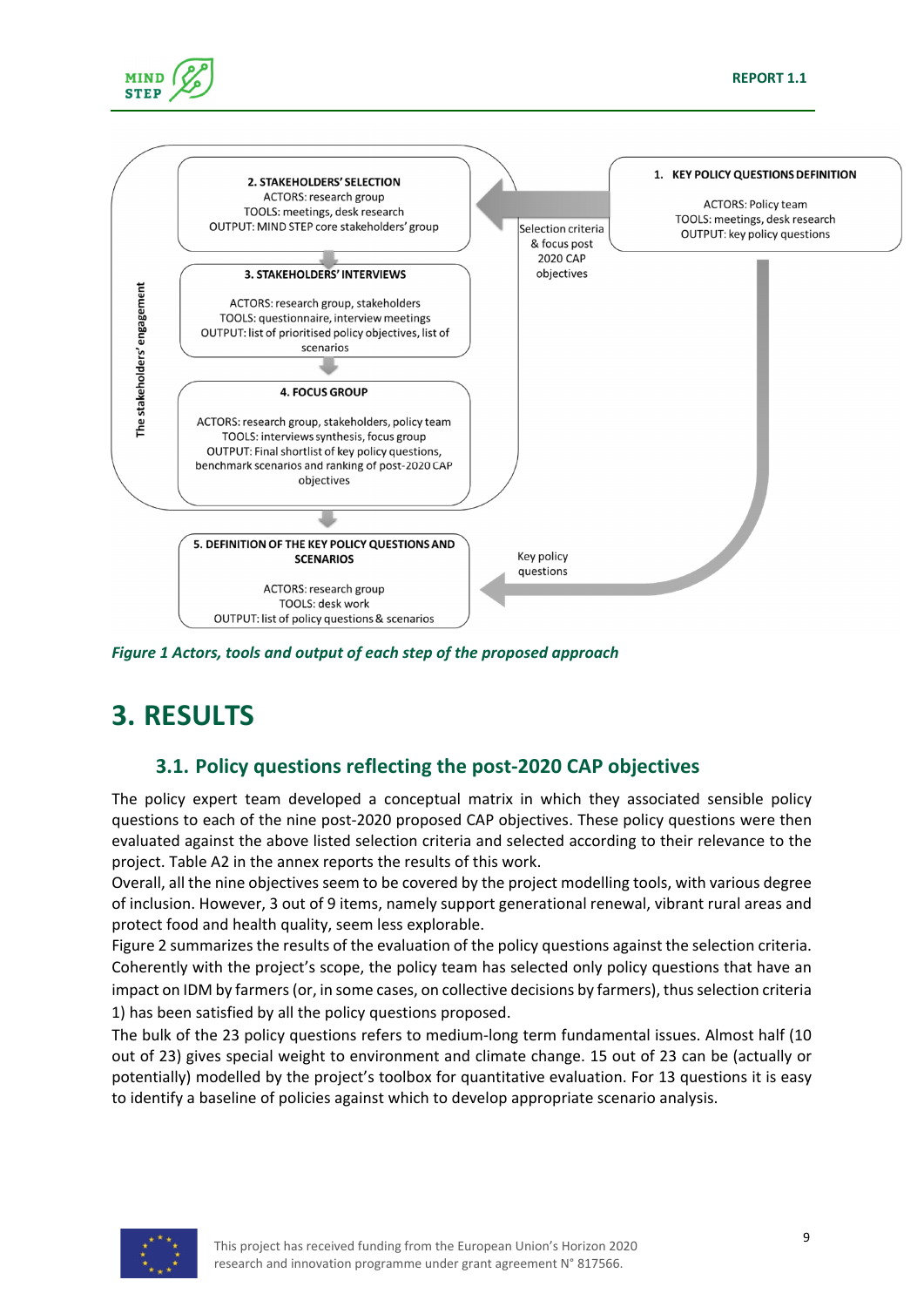2. STAKEHOLDERS' SELECTION
ACTORS: research group
TOOLS: meetings, desk research
OUTPUT: MIND STEP core stakeholders' group

3. STAKEHOLDERS' INTERVIEWS
ACTORS: research group, stakeholders
TOOLS: questionnaire, interview meetings
OUTPUT: list of prioritised policy objectives, list of scenarios

4. FOCUS GROUP
ACTORS: research group, stakeholders, policy team
TOOLS: interviews synthesis, focus group
OUTPUT: Final shortlist of key policy questions, benchmark scenarios and ranking of post-2020 CAP objectives

The stakeholders' engagement

1. KEY POLICY QUESTIONS DEFINITION
ACTORS: Policy team
TOOLS: meetings, desk research
OUTPUT: key policy questions

Selection criteria & focus post 2020 CAP objectives

5. DEFINITION OF THE KEY POLICY QUESTIONS AND SCENARIOS
ACTORS: research group
TOOLS: desk work
OUTPUT: list of policy questions & scenarios

Key policy questions

*Figure 1 Actors, tools and output of each step of the proposed approach*

# 3. RESULTS

## 3.1. Policy questions reflecting the post-2020 CAP objectives

The policy expert team developed a conceptual matrix in which they associated sensible policy questions to each of the nine post-2020 proposed CAP objectives. These policy questions were then evaluated against the above listed selection criteria and selected according to their relevance to the project. Table A2 in the annex reports the results of this work.

Overall, all the nine objectives seem to be covered by the project modelling tools, with various degree of inclusion. However, 3 out of 9 items, namely support generational renewal, vibrant rural areas and protect food and health quality, seem less explorable.

Figure 2 summarizes the results of the evaluation of the policy questions against the selection criteria. Coherently with the project's scope, the policy team has selected only policy questions that have an impact on IDM by farmers (or, in some cases, on collective decisions by farmers), thus selection criteria 1) has been satisfied by all the policy questions proposed.

The bulk of the 23 policy questions refers to medium-long term fundamental issues. Almost half (10 out of 23) gives special weight to environment and climate change. 15 out of 23 can be (actually or potentially) modelled by the project's toolbox for quantitative evaluation. For 13 questions it is easy to identify a baseline of policies against which to develop appropriate scenario analysis.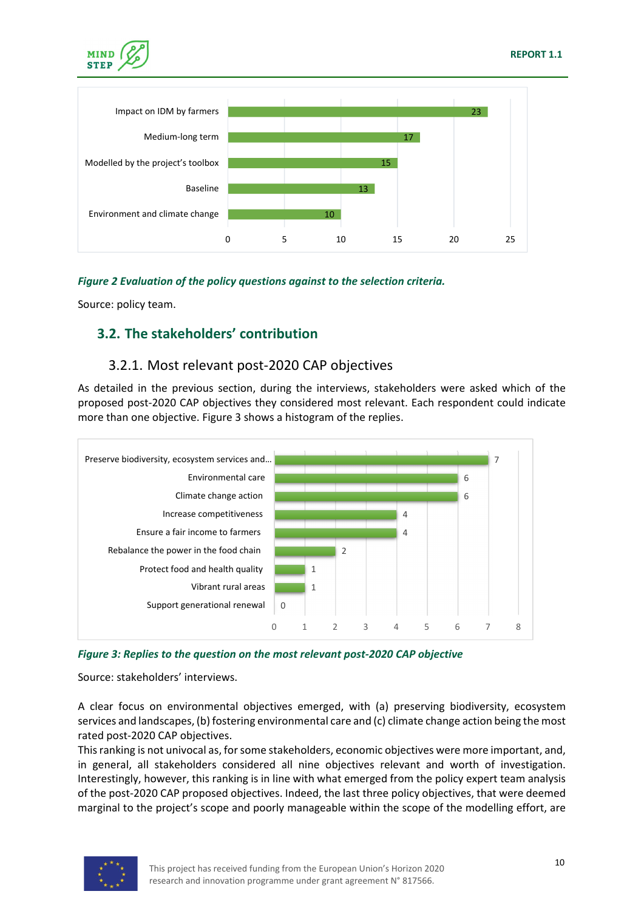| Criterion | Value |
|---|---|
| Impact on IDM by farmers | 23 |
| Medium-long term | 17 |
| Modelled by the project's toolbox | 15 |
| Baseline | 13 |
| Environment and climate change | 10 |

***Figure 2 Evaluation of the policy questions against to the selection criteria.***

Source: policy team.

## 3.2. The stakeholders' contribution

### 3.2.1. Most relevant post-2020 CAP objectives

As detailed in the previous section, during the interviews, stakeholders were asked which of the proposed post-2020 CAP objectives they considered most relevant. Each respondent could indicate more than one objective. Figure 3 shows a histogram of the replies.

| Objective | Replies |
|---|---|
| Preserve biodiversity, ecosystem services and... | 7 |
| Environmental care | 6 |
| Climate change action | 6 |
| Increase competitiveness | 4 |
| Ensure a fair income to farmers | 4 |
| Rebalance the power in the food chain | 2 |
| Protect food and health quality | 1 |
| Vibrant rural areas | 1 |
| Support generational renewal | 0 |

***Figure 3: Replies to the question on the most relevant post-2020 CAP objective***

Source: stakeholders' interviews.

A clear focus on environmental objectives emerged, with (a) preserving biodiversity, ecosystem services and landscapes, (b) fostering environmental care and (c) climate change action being the most rated post-2020 CAP objectives.

This ranking is not univocal as, for some stakeholders, economic objectives were more important, and, in general, all stakeholders considered all nine objectives relevant and worth of investigation. Interestingly, however, this ranking is in line with what emerged from the policy expert team analysis of the post-2020 CAP proposed objectives. Indeed, the last three policy objectives, that were deemed marginal to the project's scope and poorly manageable within the scope of the modelling effort, are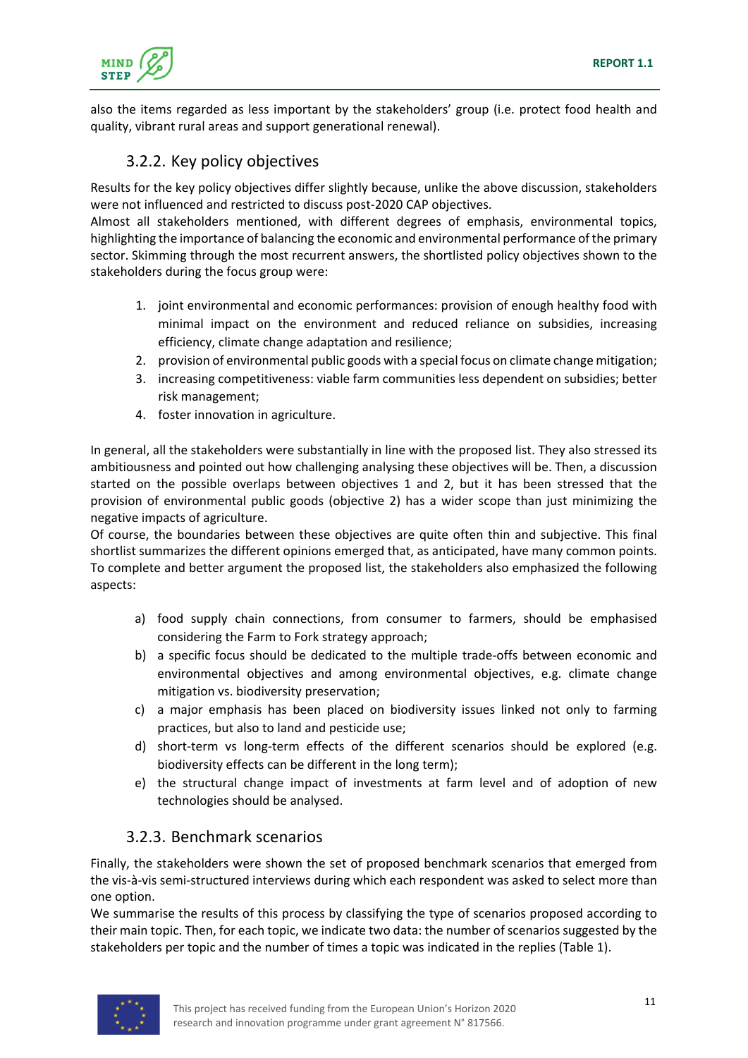also the items regarded as less important by the stakeholders' group (i.e. protect food health and quality, vibrant rural areas and support generational renewal).

### 3.2.2. Key policy objectives

Results for the key policy objectives differ slightly because, unlike the above discussion, stakeholders were not influenced and restricted to discuss post-2020 CAP objectives.
Almost all stakeholders mentioned, with different degrees of emphasis, environmental topics, highlighting the importance of balancing the economic and environmental performance of the primary sector. Skimming through the most recurrent answers, the shortlisted policy objectives shown to the stakeholders during the focus group were:

1. joint environmental and economic performances: provision of enough healthy food with minimal impact on the environment and reduced reliance on subsidies, increasing efficiency, climate change adaptation and resilience;
2. provision of environmental public goods with a special focus on climate change mitigation;
3. increasing competitiveness: viable farm communities less dependent on subsidies; better risk management;
4. foster innovation in agriculture.

In general, all the stakeholders were substantially in line with the proposed list. They also stressed its ambitiousness and pointed out how challenging analysing these objectives will be. Then, a discussion started on the possible overlaps between objectives 1 and 2, but it has been stressed that the provision of environmental public goods (objective 2) has a wider scope than just minimizing the negative impacts of agriculture.
Of course, the boundaries between these objectives are quite often thin and subjective. This final shortlist summarizes the different opinions emerged that, as anticipated, have many common points. To complete and better argument the proposed list, the stakeholders also emphasized the following aspects:

a) food supply chain connections, from consumer to farmers, should be emphasised considering the Farm to Fork strategy approach;
b) a specific focus should be dedicated to the multiple trade-offs between economic and environmental objectives and among environmental objectives, e.g. climate change mitigation vs. biodiversity preservation;
c) a major emphasis has been placed on biodiversity issues linked not only to farming practices, but also to land and pesticide use;
d) short-term vs long-term effects of the different scenarios should be explored (e.g. biodiversity effects can be different in the long term);
e) the structural change impact of investments at farm level and of adoption of new technologies should be analysed.

### 3.2.3. Benchmark scenarios

Finally, the stakeholders were shown the set of proposed benchmark scenarios that emerged from the vis-à-vis semi-structured interviews during which each respondent was asked to select more than one option.
We summarise the results of this process by classifying the type of scenarios proposed according to their main topic. Then, for each topic, we indicate two data: the number of scenarios suggested by the stakeholders per topic and the number of times a topic was indicated in the replies (Table 1).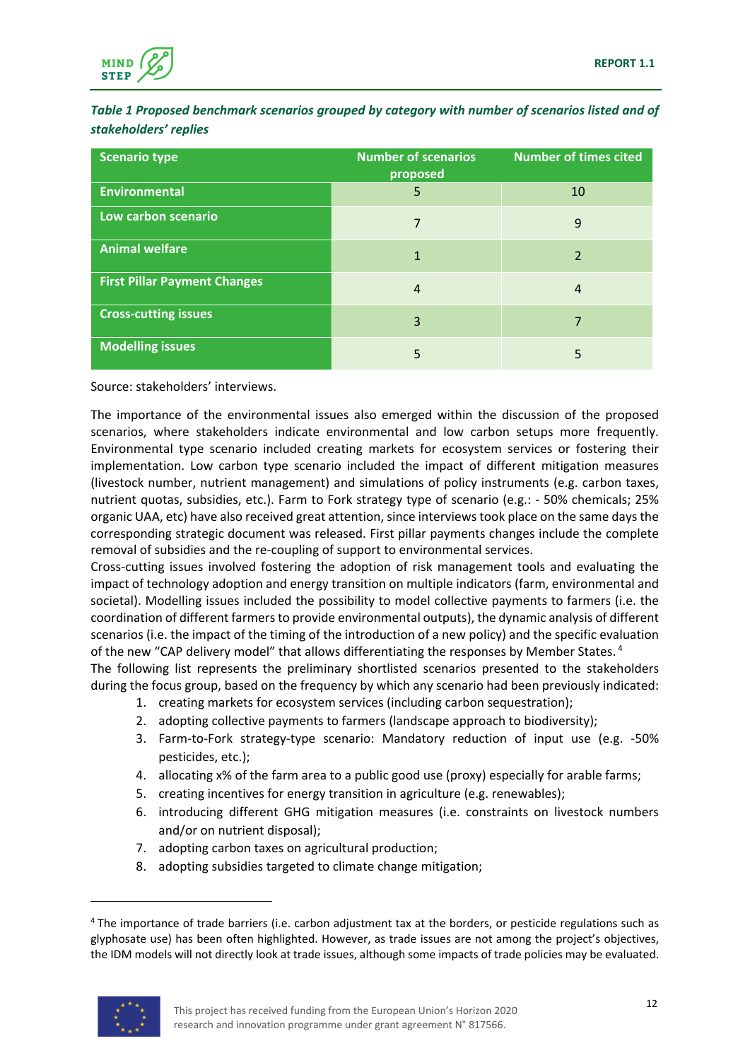*Table 1 Proposed benchmark scenarios grouped by category with number of scenarios listed and of stakeholders' replies*

| Scenario type | Number of scenarios proposed | Number of times cited |
|---|---|---|
| **Environmental** | 5 | 10 |
| **Low carbon scenario** | 7 | 9 |
| **Animal welfare** | 1 | 2 |
| **First Pillar Payment Changes** | 4 | 4 |
| **Cross-cutting issues** | 3 | 7 |
| **Modelling issues** | 5 | 5 |

Source: stakeholders' interviews.

The importance of the environmental issues also emerged within the discussion of the proposed scenarios, where stakeholders indicate environmental and low carbon setups more frequently. Environmental type scenario included creating markets for ecosystem services or fostering their implementation. Low carbon type scenario included the impact of different mitigation measures (livestock number, nutrient management) and simulations of policy instruments (e.g. carbon taxes, nutrient quotas, subsidies, etc.). Farm to Fork strategy type of scenario (e.g.: - 50% chemicals; 25% organic UAA, etc) have also received great attention, since interviews took place on the same days the corresponding strategic document was released. First pillar payments changes include the complete removal of subsidies and the re-coupling of support to environmental services.

Cross-cutting issues involved fostering the adoption of risk management tools and evaluating the impact of technology adoption and energy transition on multiple indicators (farm, environmental and societal). Modelling issues included the possibility to model collective payments to farmers (i.e. the coordination of different farmers to provide environmental outputs), the dynamic analysis of different scenarios (i.e. the impact of the timing of the introduction of a new policy) and the specific evaluation of the new "CAP delivery model" that allows differentiating the responses by Member States. [4]

The following list represents the preliminary shortlisted scenarios presented to the stakeholders during the focus group, based on the frequency by which any scenario had been previously indicated:

1. creating markets for ecosystem services (including carbon sequestration);
2. adopting collective payments to farmers (landscape approach to biodiversity);
3. Farm-to-Fork strategy-type scenario: Mandatory reduction of input use (e.g. -50% pesticides, etc.);
4. allocating x% of the farm area to a public good use (proxy) especially for arable farms;
5. creating incentives for energy transition in agriculture (e.g. renewables);
6. introducing different GHG mitigation measures (i.e. constraints on livestock numbers and/or on nutrient disposal);
7. adopting carbon taxes on agricultural production;
8. adopting subsidies targeted to climate change mitigation;

[4] The importance of trade barriers (i.e. carbon adjustment tax at the borders, or pesticide regulations such as glyphosate use) has been often highlighted. However, as trade issues are not among the project's objectives, the IDM models will not directly look at trade issues, although some impacts of trade policies may be evaluated.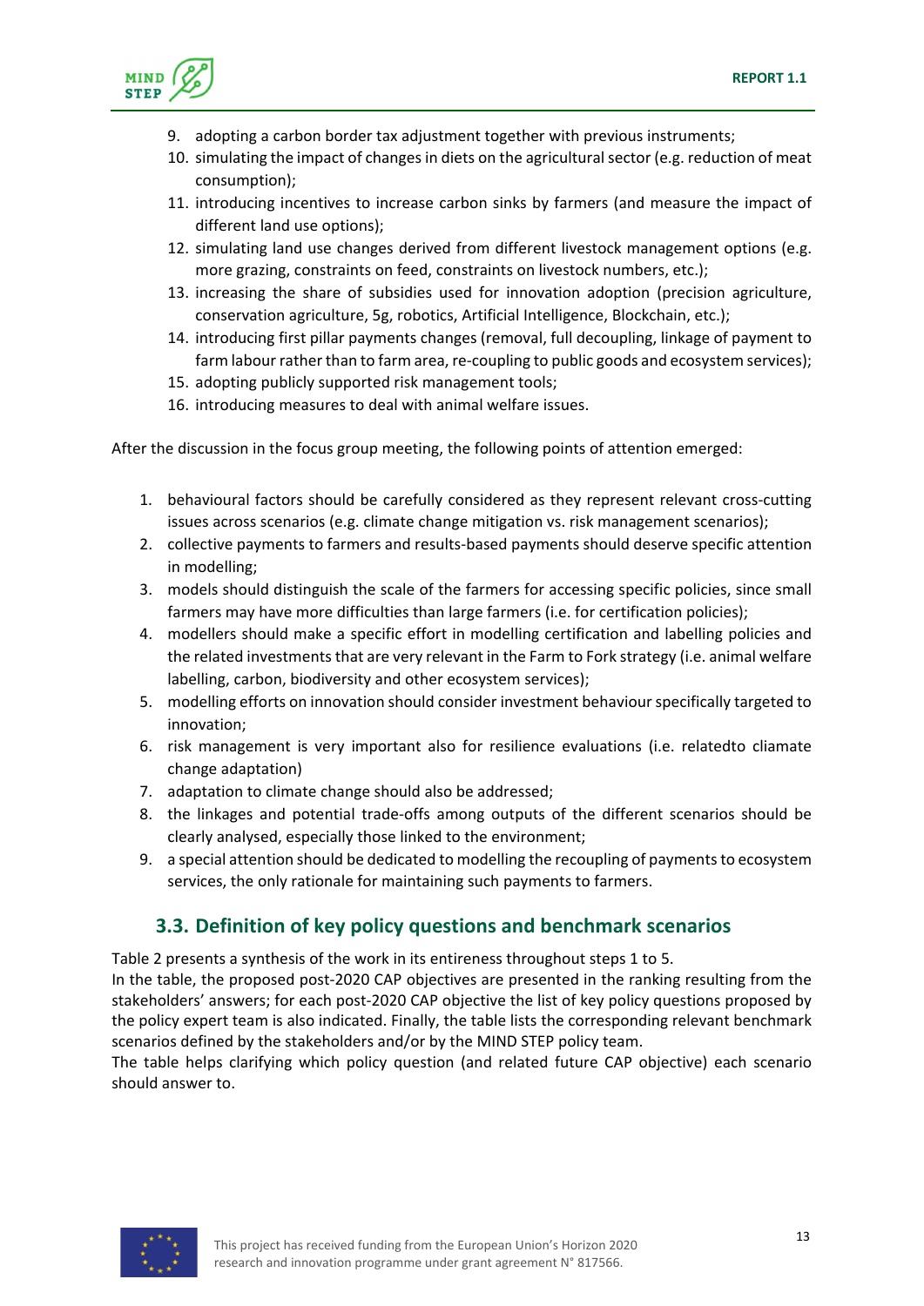9. adopting a carbon border tax adjustment together with previous instruments;
10. simulating the impact of changes in diets on the agricultural sector (e.g. reduction of meat consumption);
11. introducing incentives to increase carbon sinks by farmers (and measure the impact of different land use options);
12. simulating land use changes derived from different livestock management options (e.g. more grazing, constraints on feed, constraints on livestock numbers, etc.);
13. increasing the share of subsidies used for innovation adoption (precision agriculture, conservation agriculture, 5g, robotics, Artificial Intelligence, Blockchain, etc.);
14. introducing first pillar payments changes (removal, full decoupling, linkage of payment to farm labour rather than to farm area, re-coupling to public goods and ecosystem services);
15. adopting publicly supported risk management tools;
16. introducing measures to deal with animal welfare issues.

After the discussion in the focus group meeting, the following points of attention emerged:

1. behavioural factors should be carefully considered as they represent relevant cross-cutting issues across scenarios (e.g. climate change mitigation vs. risk management scenarios);
2. collective payments to farmers and results-based payments should deserve specific attention in modelling;
3. models should distinguish the scale of the farmers for accessing specific policies, since small farmers may have more difficulties than large farmers (i.e. for certification policies);
4. modellers should make a specific effort in modelling certification and labelling policies and the related investments that are very relevant in the Farm to Fork strategy (i.e. animal welfare labelling, carbon, biodiversity and other ecosystem services);
5. modelling efforts on innovation should consider investment behaviour specifically targeted to innovation;
6. risk management is very important also for resilience evaluations (i.e. relatedto cliamate change adaptation)
7. adaptation to climate change should also be addressed;
8. the linkages and potential trade-offs among outputs of the different scenarios should be clearly analysed, especially those linked to the environment;
9. a special attention should be dedicated to modelling the recoupling of payments to ecosystem services, the only rationale for maintaining such payments to farmers.

## 3.3. Definition of key policy questions and benchmark scenarios

Table 2 presents a synthesis of the work in its entireness throughout steps 1 to 5.
In the table, the proposed post-2020 CAP objectives are presented in the ranking resulting from the stakeholders' answers; for each post-2020 CAP objective the list of key policy questions proposed by the policy expert team is also indicated. Finally, the table lists the corresponding relevant benchmark scenarios defined by the stakeholders and/or by the MIND STEP policy team.
The table helps clarifying which policy question (and related future CAP objective) each scenario should answer to.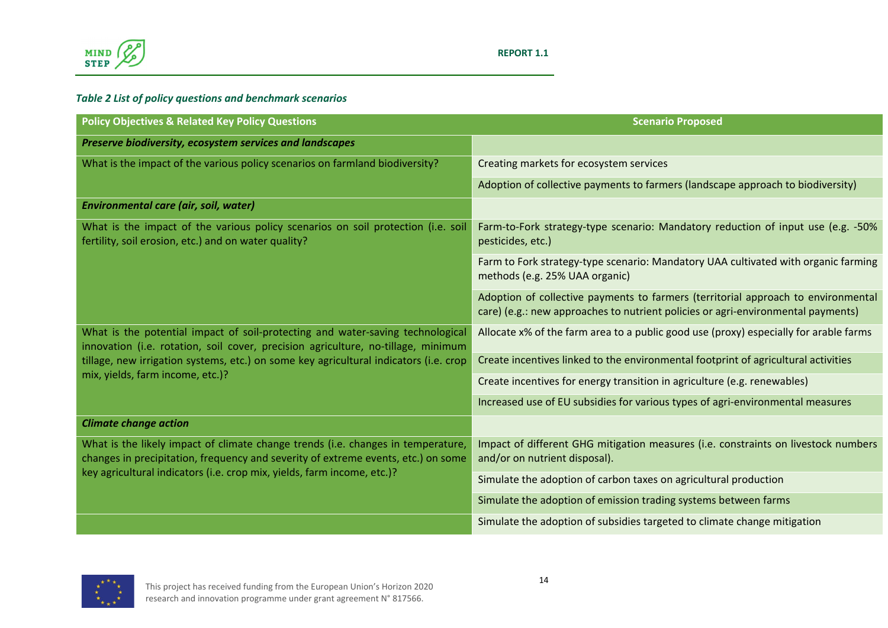*Table 2 List of policy questions and benchmark scenarios*

| Policy Objectives & Related Key Policy Questions | Scenario Proposed |
|---|---|
| ***Preserve biodiversity, ecosystem services and landscapes*** | |
| What is the impact of the various policy scenarios on farmland biodiversity? | Creating markets for ecosystem services |
| | Adoption of collective payments to farmers (landscape approach to biodiversity) |
| ***Environmental care (air, soil, water)*** | |
| What is the impact of the various policy scenarios on soil protection (i.e. soil fertility, soil erosion, etc.) and on water quality? | Farm-to-Fork strategy-type scenario: Mandatory reduction of input use (e.g. -50% pesticides, etc.) |
| | Farm to Fork strategy-type scenario: Mandatory UAA cultivated with organic farming methods (e.g. 25% UAA organic) |
| | Adoption of collective payments to farmers (territorial approach to environmental care) (e.g.: new approaches to nutrient policies or agri-environmental payments) |
| What is the potential impact of soil-protecting and water-saving technological innovation (i.e. rotation, soil cover, precision agriculture, no-tillage, minimum tillage, new irrigation systems, etc.) on some key agricultural indicators (i.e. crop mix, yields, farm income, etc.)? | Allocate x% of the farm area to a public good use (proxy) especially for arable farms |
| | Create incentives linked to the environmental footprint of agricultural activities |
| | Create incentives for energy transition in agriculture (e.g. renewables) |
| | Increased use of EU subsidies for various types of agri-environmental measures |
| ***Climate change action*** | |
| What is the likely impact of climate change trends (i.e. changes in temperature, changes in precipitation, frequency and severity of extreme events, etc.) on some key agricultural indicators (i.e. crop mix, yields, farm income, etc.)? | Impact of different GHG mitigation measures (i.e. constraints on livestock numbers and/or on nutrient disposal). |
| | Simulate the adoption of carbon taxes on agricultural production |
| | Simulate the adoption of emission trading systems between farms |
| | Simulate the adoption of subsidies targeted to climate change mitigation |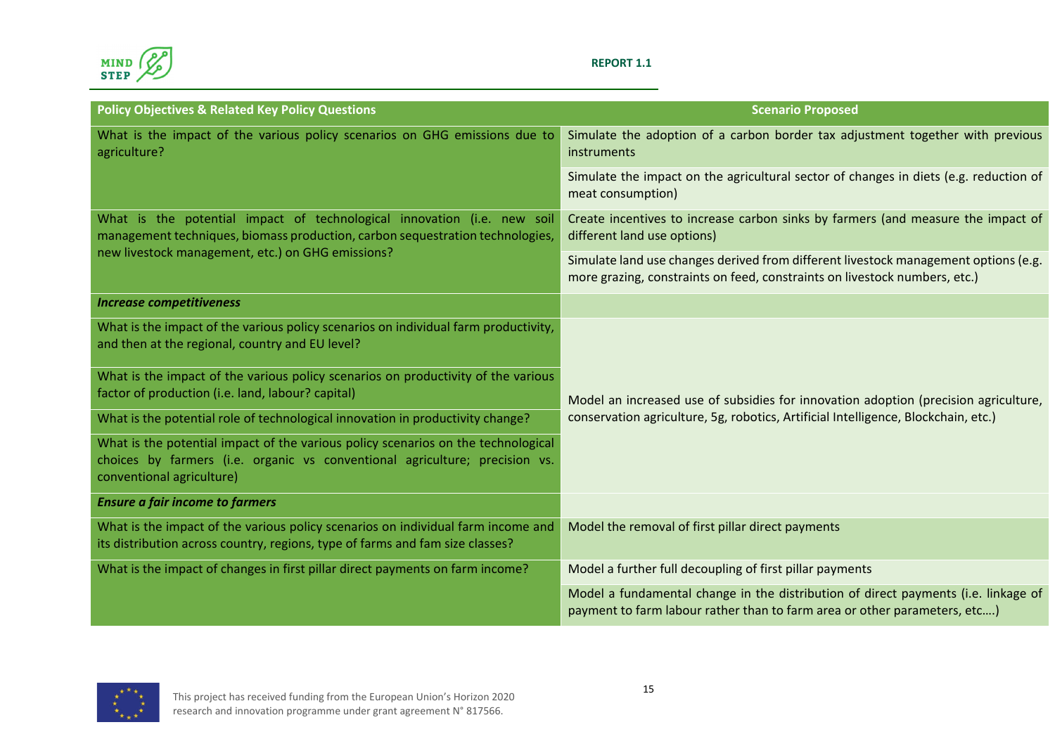| Policy Objectives & Related Key Policy Questions | Scenario Proposed |
| --- | --- |
| What is the impact of the various policy scenarios on GHG emissions due to agriculture? | Simulate the adoption of a carbon border tax adjustment together with previous instruments |
| | Simulate the impact on the agricultural sector of changes in diets (e.g. reduction of meat consumption) |
| What is the potential impact of technological innovation (i.e. new soil management techniques, biomass production, carbon sequestration technologies, new livestock management, etc.) on GHG emissions? | Create incentives to increase carbon sinks by farmers (and measure the impact of different land use options) |
| | Simulate land use changes derived from different livestock management options (e.g. more grazing, constraints on feed, constraints on livestock numbers, etc.) |
| ***Increase competitiveness*** | |
| What is the impact of the various policy scenarios on individual farm productivity, and then at the regional, country and EU level? | Model an increased use of subsidies for innovation adoption (precision agriculture, conservation agriculture, 5g, robotics, Artificial Intelligence, Blockchain, etc.) |
| What is the impact of the various policy scenarios on productivity of the various factor of production (i.e. land, labour? capital) | |
| What is the potential role of technological innovation in productivity change? | |
| What is the potential impact of the various policy scenarios on the technological choices by farmers (i.e. organic vs conventional agriculture; precision vs. conventional agriculture) | |
| ***Ensure a fair income to farmers*** | |
| What is the impact of the various policy scenarios on individual farm income and its distribution across country, regions, type of farms and fam size classes? | Model the removal of first pillar direct payments |
| What is the impact of changes in first pillar direct payments on farm income? | Model a further full decoupling of first pillar payments |
| | Model a fundamental change in the distribution of direct payments (i.e. linkage of payment to farm labour rather than to farm area or other parameters, etc.…) |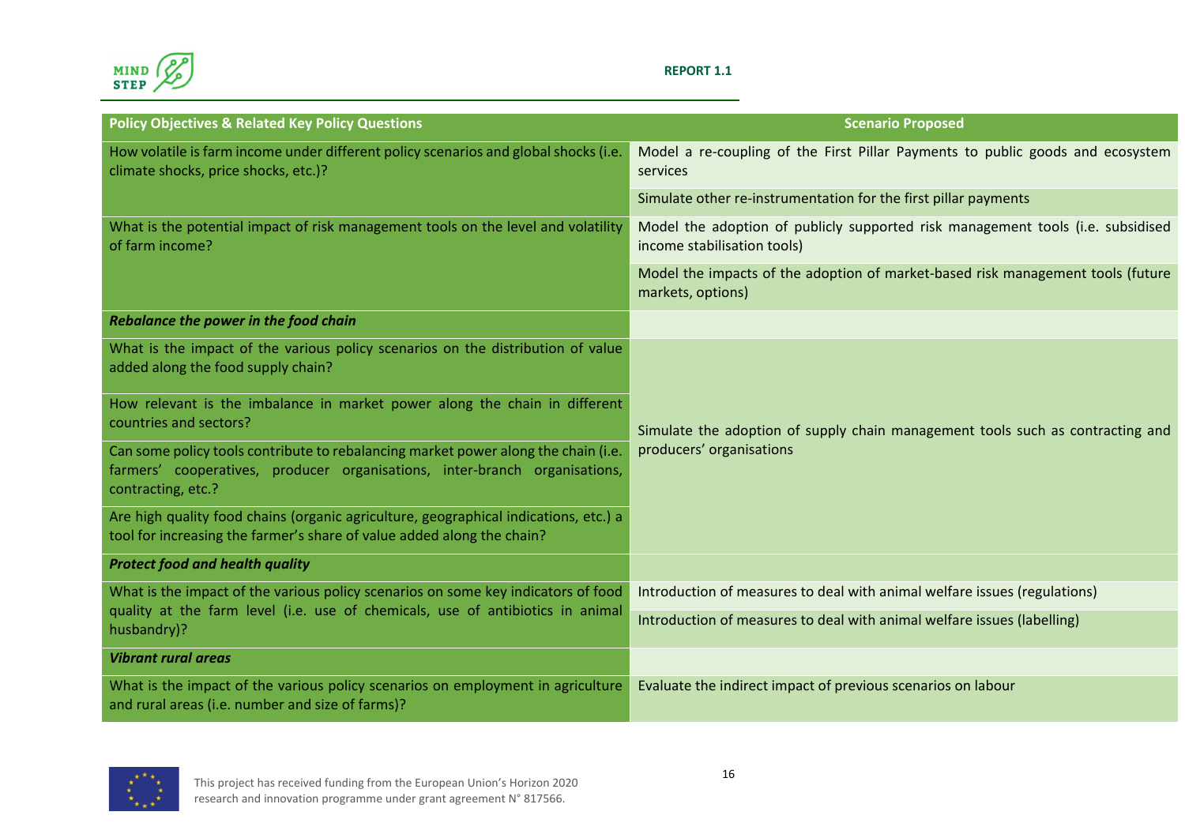| Policy Objectives & Related Key Policy Questions | Scenario Proposed |
| --- | --- |
| How volatile is farm income under different policy scenarios and global shocks (i.e. climate shocks, price shocks, etc.)? | Model a re-coupling of the First Pillar Payments to public goods and ecosystem services |
| | Simulate other re-instrumentation for the first pillar payments |
| What is the potential impact of risk management tools on the level and volatility of farm income? | Model the adoption of publicly supported risk management tools (i.e. subsidised income stabilisation tools) |
| | Model the impacts of the adoption of market-based risk management tools (future markets, options) |
| ***Rebalance the power in the food chain*** | |
| What is the impact of the various policy scenarios on the distribution of value added along the food supply chain? | Simulate the adoption of supply chain management tools such as contracting and producers' organisations |
| How relevant is the imbalance in market power along the chain in different countries and sectors? | |
| Can some policy tools contribute to rebalancing market power along the chain (i.e. farmers' cooperatives, producer organisations, inter-branch organisations, contracting, etc.? | |
| Are high quality food chains (organic agriculture, geographical indications, etc.) a tool for increasing the farmer's share of value added along the chain? | |
| ***Protect food and health quality*** | |
| What is the impact of the various policy scenarios on some key indicators of food quality at the farm level (i.e. use of chemicals, use of antibiotics in animal husbandry)? | Introduction of measures to deal with animal welfare issues (regulations) |
| | Introduction of measures to deal with animal welfare issues (labelling) |
| ***Vibrant rural areas*** | |
| What is the impact of the various policy scenarios on employment in agriculture and rural areas (i.e. number and size of farms)? | Evaluate the indirect impact of previous scenarios on labour |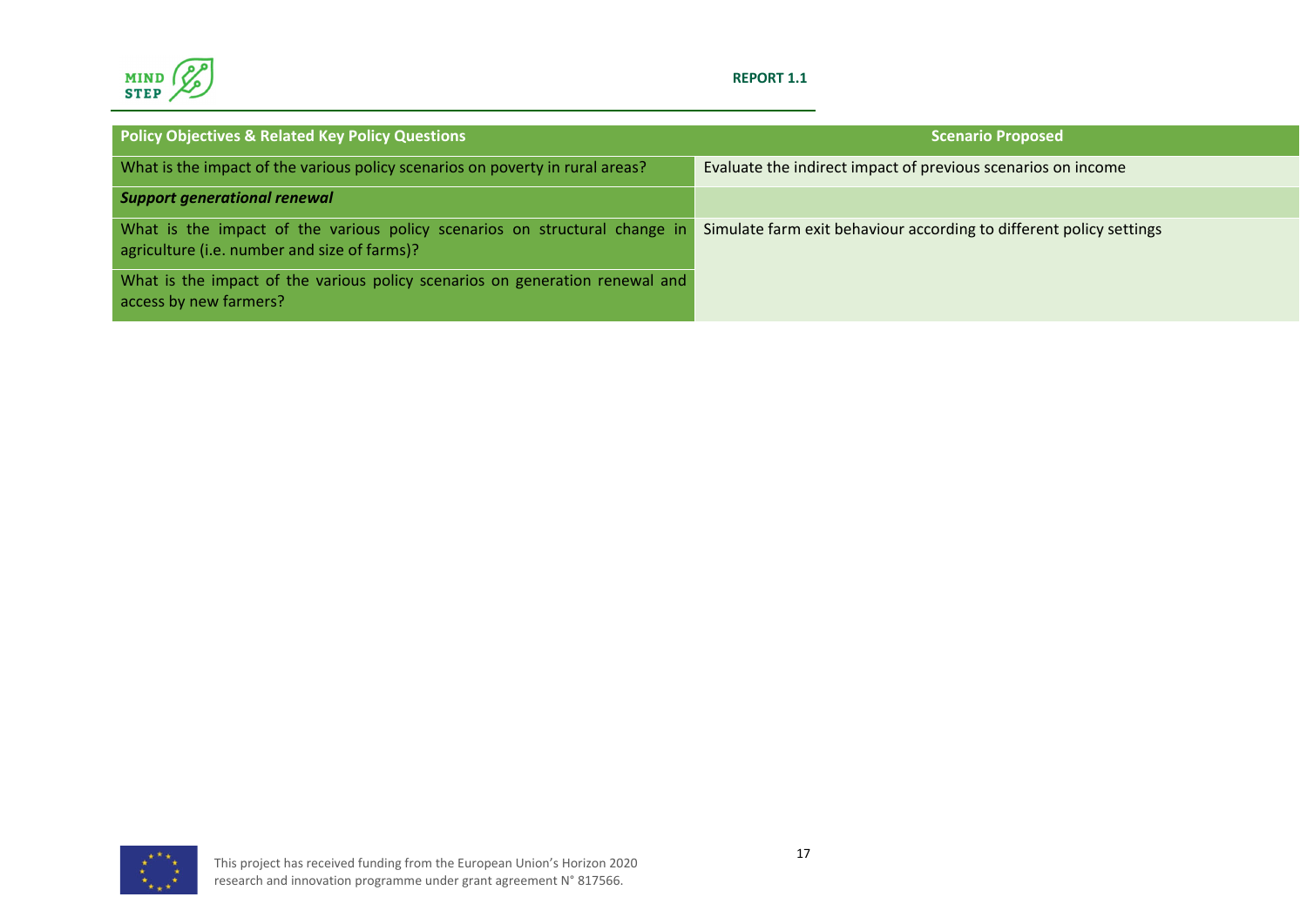| Policy Objectives & Related Key Policy Questions | Scenario Proposed |
| --- | --- |
| What is the impact of the various policy scenarios on poverty in rural areas? | Evaluate the indirect impact of previous scenarios on income |
| ***Support generational renewal*** | |
| What is the impact of the various policy scenarios on structural change in agriculture (i.e. number and size of farms)? | Simulate farm exit behaviour according to different policy settings |
| What is the impact of the various policy scenarios on generation renewal and access by new farmers? | |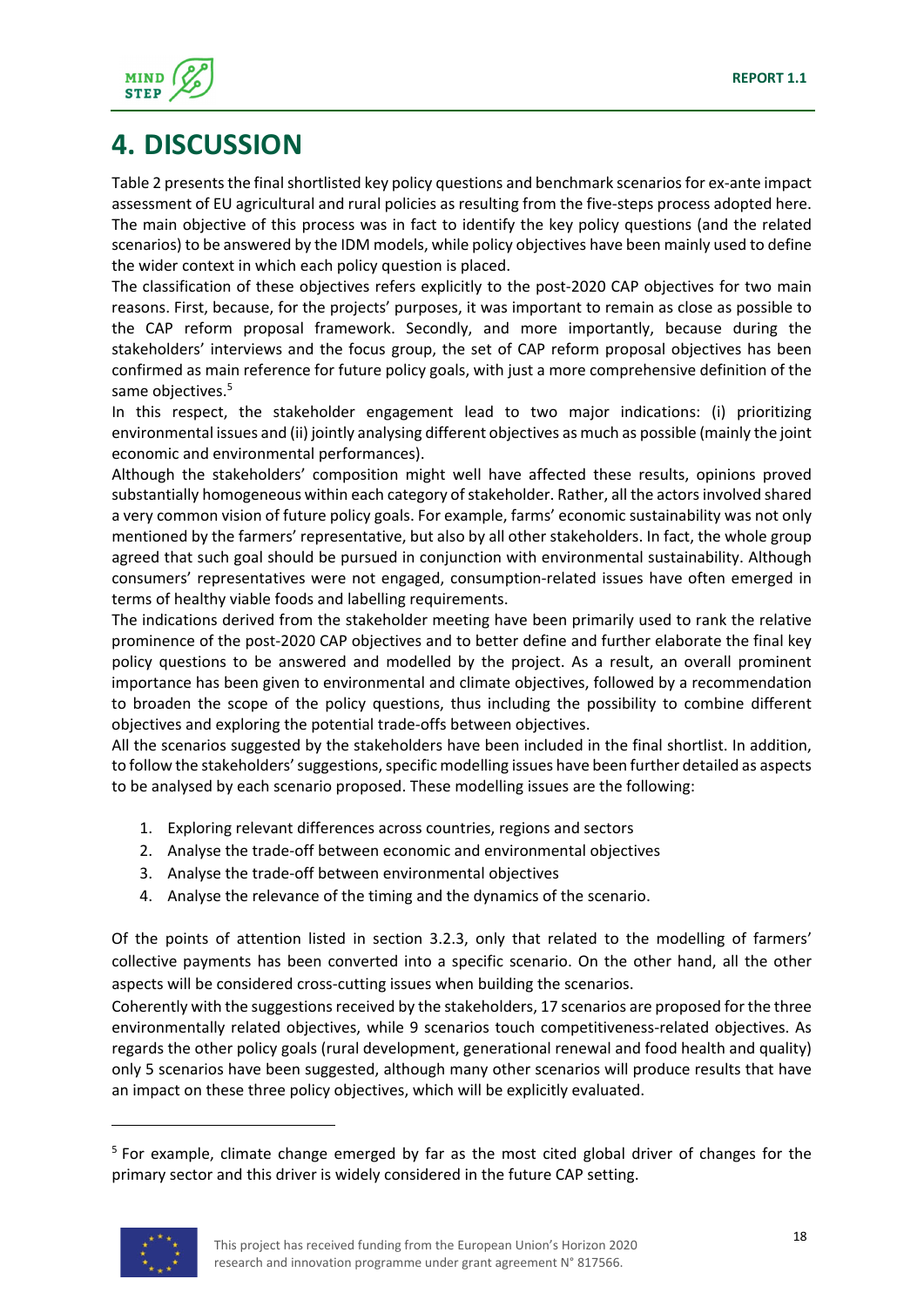# 4. DISCUSSION

Table 2 presents the final shortlisted key policy questions and benchmark scenarios for ex-ante impact assessment of EU agricultural and rural policies as resulting from the five-steps process adopted here. The main objective of this process was in fact to identify the key policy questions (and the related scenarios) to be answered by the IDM models, while policy objectives have been mainly used to define the wider context in which each policy question is placed.

The classification of these objectives refers explicitly to the post-2020 CAP objectives for two main reasons. First, because, for the projects' purposes, it was important to remain as close as possible to the CAP reform proposal framework. Secondly, and more importantly, because during the stakeholders' interviews and the focus group, the set of CAP reform proposal objectives has been confirmed as main reference for future policy goals, with just a more comprehensive definition of the same objectives.[5]

In this respect, the stakeholder engagement lead to two major indications: (i) prioritizing environmental issues and (ii) jointly analysing different objectives as much as possible (mainly the joint economic and environmental performances).

Although the stakeholders' composition might well have affected these results, opinions proved substantially homogeneous within each category of stakeholder. Rather, all the actors involved shared a very common vision of future policy goals. For example, farms' economic sustainability was not only mentioned by the farmers' representative, but also by all other stakeholders. In fact, the whole group agreed that such goal should be pursued in conjunction with environmental sustainability. Although consumers' representatives were not engaged, consumption-related issues have often emerged in terms of healthy viable foods and labelling requirements.

The indications derived from the stakeholder meeting have been primarily used to rank the relative prominence of the post-2020 CAP objectives and to better define and further elaborate the final key policy questions to be answered and modelled by the project. As a result, an overall prominent importance has been given to environmental and climate objectives, followed by a recommendation to broaden the scope of the policy questions, thus including the possibility to combine different objectives and exploring the potential trade-offs between objectives.

All the scenarios suggested by the stakeholders have been included in the final shortlist. In addition, to follow the stakeholders' suggestions, specific modelling issues have been further detailed as aspects to be analysed by each scenario proposed. These modelling issues are the following:

1. Exploring relevant differences across countries, regions and sectors
2. Analyse the trade-off between economic and environmental objectives
3. Analyse the trade-off between environmental objectives
4. Analyse the relevance of the timing and the dynamics of the scenario.

Of the points of attention listed in section 3.2.3, only that related to the modelling of farmers' collective payments has been converted into a specific scenario. On the other hand, all the other aspects will be considered cross-cutting issues when building the scenarios.

Coherently with the suggestions received by the stakeholders, 17 scenarios are proposed for the three environmentally related objectives, while 9 scenarios touch competitiveness-related objectives. As regards the other policy goals (rural development, generational renewal and food health and quality) only 5 scenarios have been suggested, although many other scenarios will produce results that have an impact on these three policy objectives, which will be explicitly evaluated.

---

[5] For example, climate change emerged by far as the most cited global driver of changes for the primary sector and this driver is widely considered in the future CAP setting.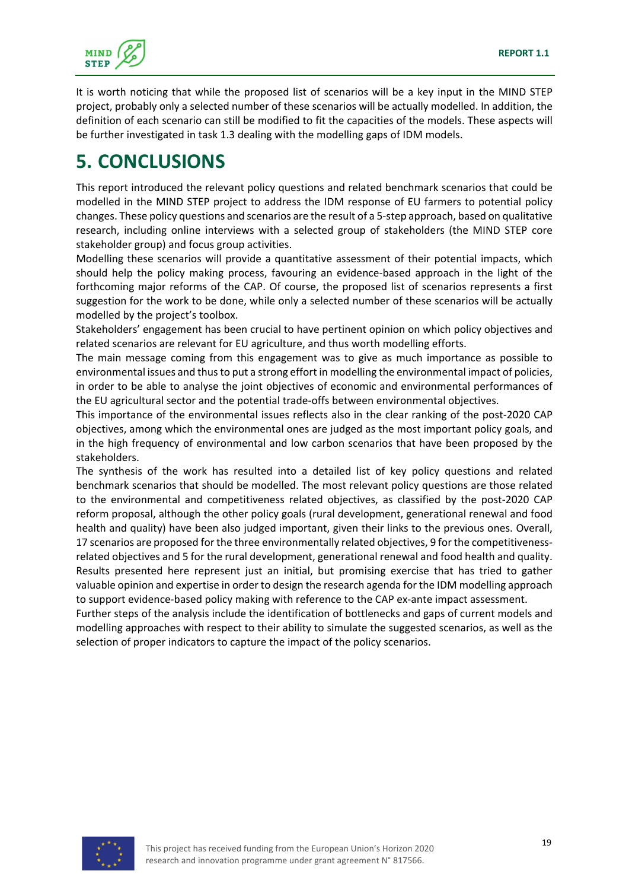It is worth noticing that while the proposed list of scenarios will be a key input in the MIND STEP project, probably only a selected number of these scenarios will be actually modelled. In addition, the definition of each scenario can still be modified to fit the capacities of the models. These aspects will be further investigated in task 1.3 dealing with the modelling gaps of IDM models.

# 5. CONCLUSIONS

This report introduced the relevant policy questions and related benchmark scenarios that could be modelled in the MIND STEP project to address the IDM response of EU farmers to potential policy changes. These policy questions and scenarios are the result of a 5-step approach, based on qualitative research, including online interviews with a selected group of stakeholders (the MIND STEP core stakeholder group) and focus group activities.

Modelling these scenarios will provide a quantitative assessment of their potential impacts, which should help the policy making process, favouring an evidence-based approach in the light of the forthcoming major reforms of the CAP. Of course, the proposed list of scenarios represents a first suggestion for the work to be done, while only a selected number of these scenarios will be actually modelled by the project's toolbox.

Stakeholders' engagement has been crucial to have pertinent opinion on which policy objectives and related scenarios are relevant for EU agriculture, and thus worth modelling efforts.

The main message coming from this engagement was to give as much importance as possible to environmental issues and thus to put a strong effort in modelling the environmental impact of policies, in order to be able to analyse the joint objectives of economic and environmental performances of the EU agricultural sector and the potential trade-offs between environmental objectives.

This importance of the environmental issues reflects also in the clear ranking of the post-2020 CAP objectives, among which the environmental ones are judged as the most important policy goals, and in the high frequency of environmental and low carbon scenarios that have been proposed by the stakeholders.

The synthesis of the work has resulted into a detailed list of key policy questions and related benchmark scenarios that should be modelled. The most relevant policy questions are those related to the environmental and competitiveness related objectives, as classified by the post-2020 CAP reform proposal, although the other policy goals (rural development, generational renewal and food health and quality) have been also judged important, given their links to the previous ones. Overall, 17 scenarios are proposed for the three environmentally related objectives, 9 for the competitiveness-related objectives and 5 for the rural development, generational renewal and food health and quality.

Results presented here represent just an initial, but promising exercise that has tried to gather valuable opinion and expertise in order to design the research agenda for the IDM modelling approach to support evidence-based policy making with reference to the CAP ex-ante impact assessment.

Further steps of the analysis include the identification of bottlenecks and gaps of current models and modelling approaches with respect to their ability to simulate the suggested scenarios, as well as the selection of proper indicators to capture the impact of the policy scenarios.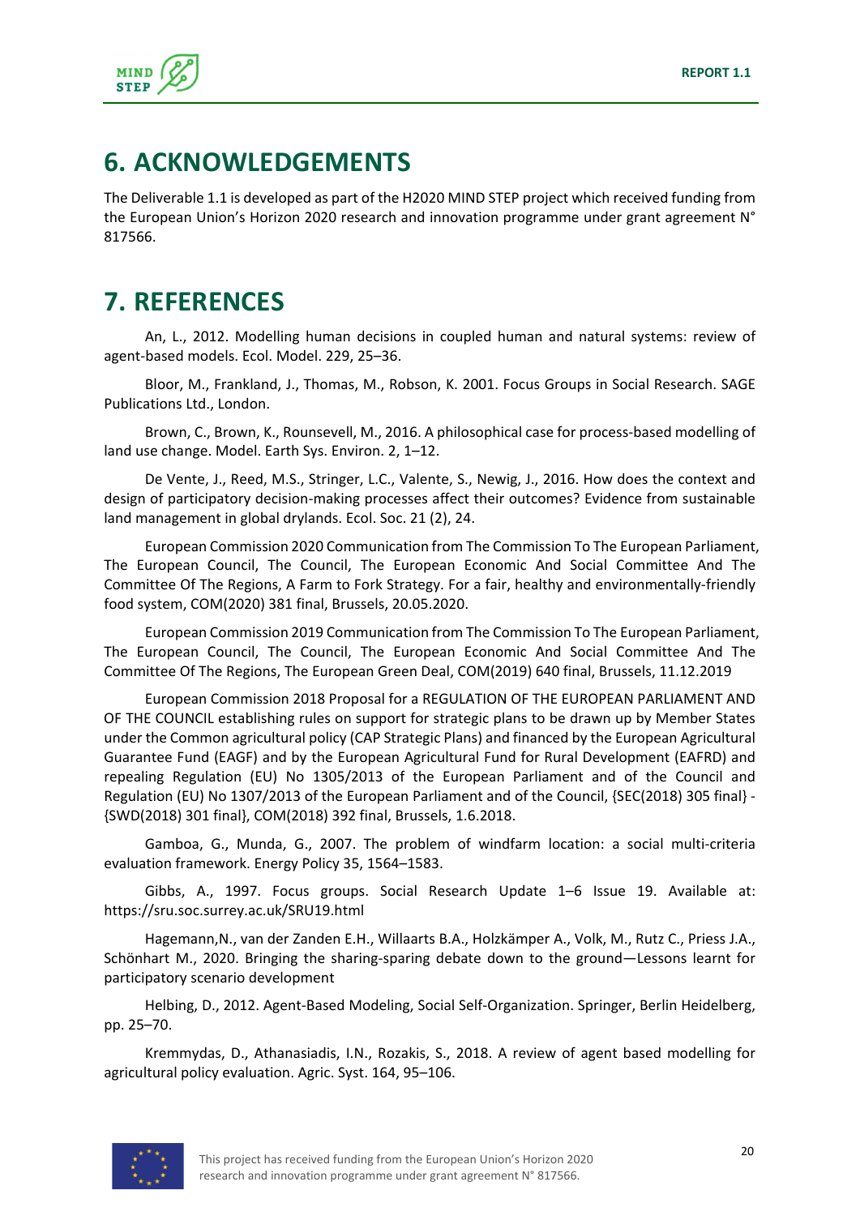# 6. ACKNOWLEDGEMENTS

The Deliverable 1.1 is developed as part of the H2020 MIND STEP project which received funding from the European Union's Horizon 2020 research and innovation programme under grant agreement N° 817566.

# 7. REFERENCES

An, L., 2012. Modelling human decisions in coupled human and natural systems: review of agent-based models. Ecol. Model. 229, 25–36.

Bloor, M., Frankland, J., Thomas, M., Robson, K. 2001. Focus Groups in Social Research. SAGE Publications Ltd., London.

Brown, C., Brown, K., Rounsevell, M., 2016. A philosophical case for process-based modelling of land use change. Model. Earth Sys. Environ. 2, 1–12.

De Vente, J., Reed, M.S., Stringer, L.C., Valente, S., Newig, J., 2016. How does the context and design of participatory decision-making processes affect their outcomes? Evidence from sustainable land management in global drylands. Ecol. Soc. 21 (2), 24.

European Commission 2020 Communication from The Commission To The European Parliament, The European Council, The Council, The European Economic And Social Committee And The Committee Of The Regions, A Farm to Fork Strategy. For a fair, healthy and environmentally-friendly food system, COM(2020) 381 final, Brussels, 20.05.2020.

European Commission 2019 Communication from The Commission To The European Parliament, The European Council, The Council, The European Economic And Social Committee And The Committee Of The Regions, The European Green Deal, COM(2019) 640 final, Brussels, 11.12.2019

European Commission 2018 Proposal for a REGULATION OF THE EUROPEAN PARLIAMENT AND OF THE COUNCIL establishing rules on support for strategic plans to be drawn up by Member States under the Common agricultural policy (CAP Strategic Plans) and financed by the European Agricultural Guarantee Fund (EAGF) and by the European Agricultural Fund for Rural Development (EAFRD) and repealing Regulation (EU) No 1305/2013 of the European Parliament and of the Council and Regulation (EU) No 1307/2013 of the European Parliament and of the Council, {SEC(2018) 305 final} - {SWD(2018) 301 final}, COM(2018) 392 final, Brussels, 1.6.2018.

Gamboa, G., Munda, G., 2007. The problem of windfarm location: a social multi-criteria evaluation framework. Energy Policy 35, 1564–1583.

Gibbs, A., 1997. Focus groups. Social Research Update 1–6 Issue 19. Available at: https://sru.soc.surrey.ac.uk/SRU19.html

Hagemann,N., van der Zanden E.H., Willaarts B.A., Holzkämper A., Volk, M., Rutz C., Priess J.A., Schönhart M., 2020. Bringing the sharing-sparing debate down to the ground—Lessons learnt for participatory scenario development

Helbing, D., 2012. Agent-Based Modeling, Social Self-Organization. Springer, Berlin Heidelberg, pp. 25–70.

Kremmydas, D., Athanasiadis, I.N., Rozakis, S., 2018. A review of agent based modelling for agricultural policy evaluation. Agric. Syst. 164, 95–106.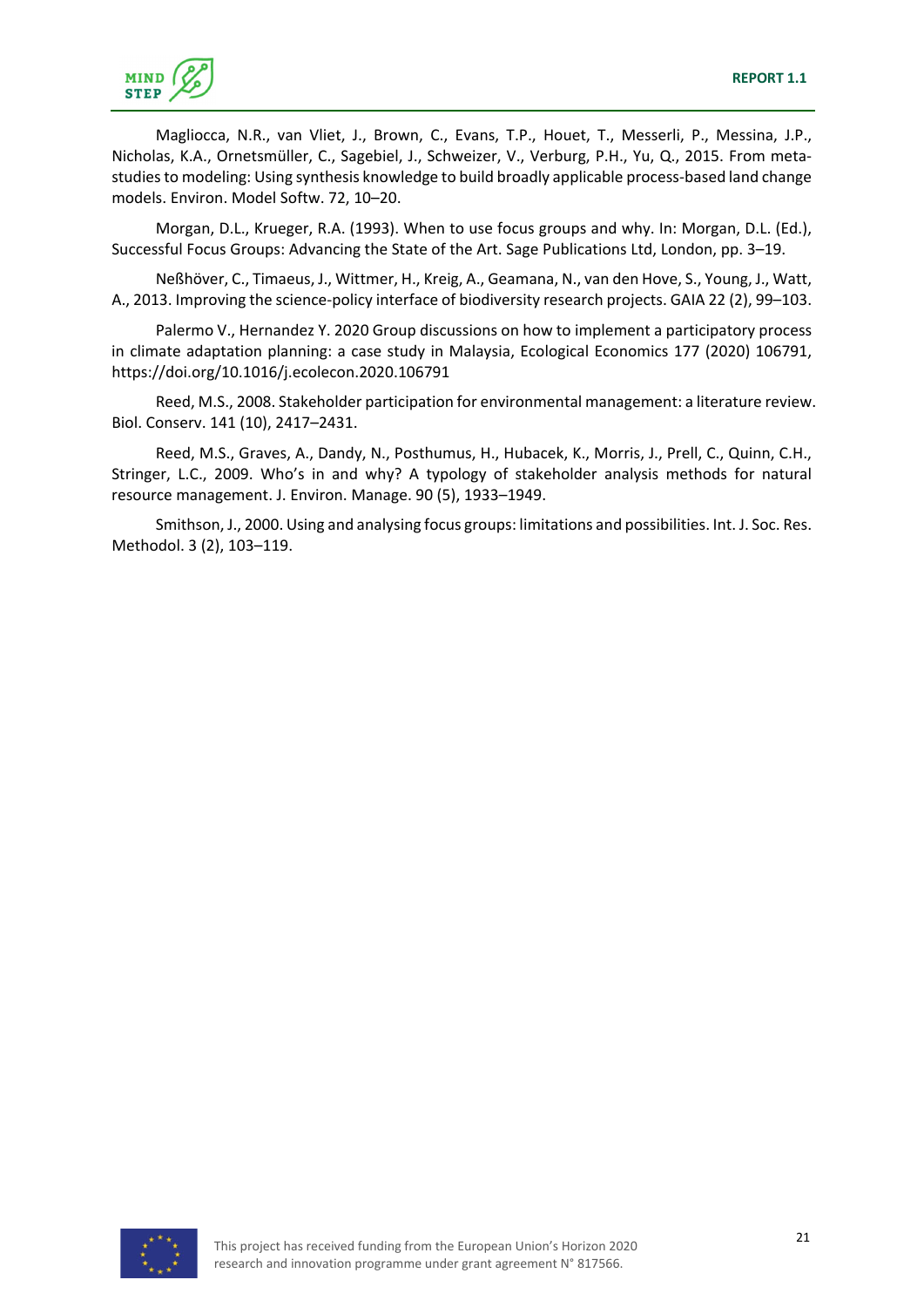Magliocca, N.R., van Vliet, J., Brown, C., Evans, T.P., Houet, T., Messerli, P., Messina, J.P., Nicholas, K.A., Ornetsmüller, C., Sagebiel, J., Schweizer, V., Verburg, P.H., Yu, Q., 2015. From meta-studies to modeling: Using synthesis knowledge to build broadly applicable process-based land change models. Environ. Model Softw. 72, 10–20.

Morgan, D.L., Krueger, R.A. (1993). When to use focus groups and why. In: Morgan, D.L. (Ed.), Successful Focus Groups: Advancing the State of the Art. Sage Publications Ltd, London, pp. 3–19.

Neßhöver, C., Timaeus, J., Wittmer, H., Kreig, A., Geamana, N., van den Hove, S., Young, J., Watt, A., 2013. Improving the science-policy interface of biodiversity research projects. GAIA 22 (2), 99–103.

Palermo V., Hernandez Y. 2020 Group discussions on how to implement a participatory process in climate adaptation planning: a case study in Malaysia, Ecological Economics 177 (2020) 106791, https://doi.org/10.1016/j.ecolecon.2020.106791

Reed, M.S., 2008. Stakeholder participation for environmental management: a literature review. Biol. Conserv. 141 (10), 2417–2431.

Reed, M.S., Graves, A., Dandy, N., Posthumus, H., Hubacek, K., Morris, J., Prell, C., Quinn, C.H., Stringer, L.C., 2009. Who's in and why? A typology of stakeholder analysis methods for natural resource management. J. Environ. Manage. 90 (5), 1933–1949.

Smithson, J., 2000. Using and analysing focus groups: limitations and possibilities. Int. J. Soc. Res. Methodol. 3 (2), 103–119.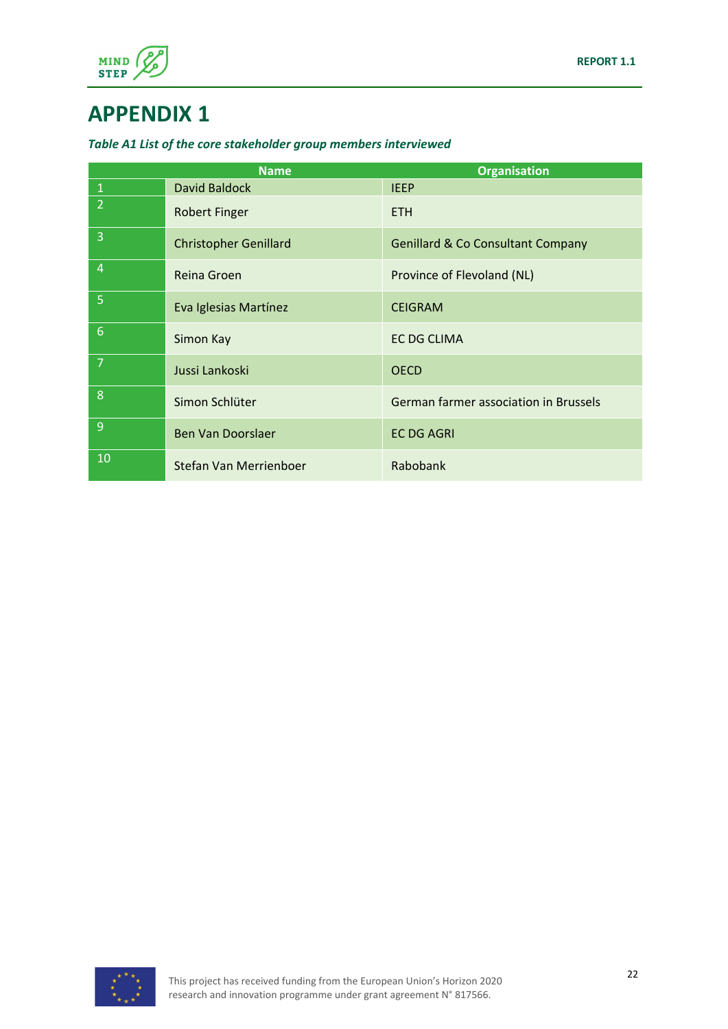# APPENDIX 1

*Table A1 List of the core stakeholder group members interviewed*

| | Name | Organisation |
|---|---|---|
| 1 | David Baldock | IEEP |
| 2 | Robert Finger | ETH |
| 3 | Christopher Genillard | Genillard & Co Consultant Company |
| 4 | Reina Groen | Province of Flevoland (NL) |
| 5 | Eva Iglesias Martínez | CEIGRAM |
| 6 | Simon Kay | EC DG CLIMA |
| 7 | Jussi Lankoski | OECD |
| 8 | Simon Schlüter | German farmer association in Brussels |
| 9 | Ben Van Doorslaer | EC DG AGRI |
| 10 | Stefan Van Merrienboer | Rabobank |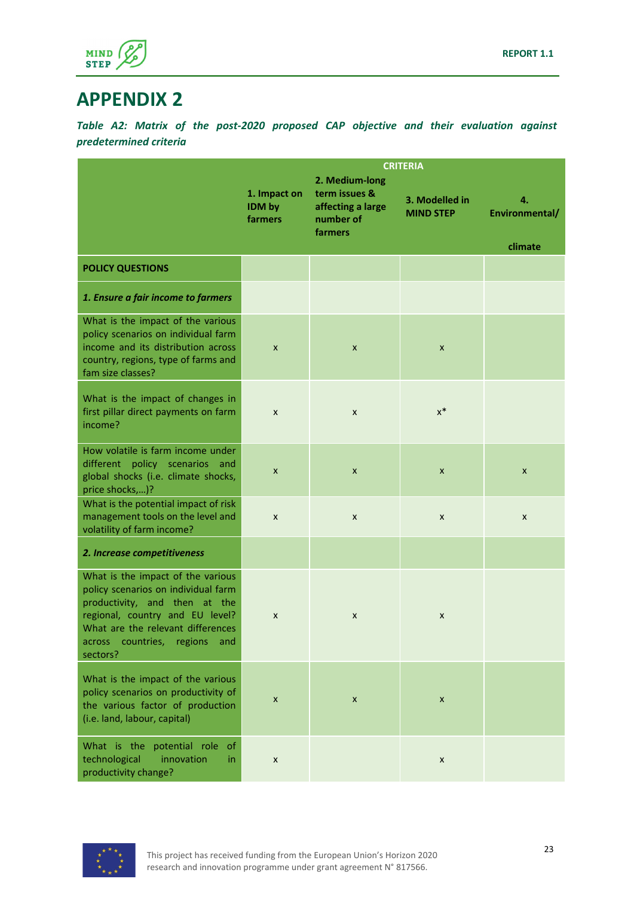# APPENDIX 2

***Table A2: Matrix of the post-2020 proposed CAP objective and their evaluation against predetermined criteria***

| | CRITERIA | | | |
|---|---|---|---|---|
| | 1. Impact on IDM by farmers | 2. Medium-long term issues & affecting a large number of farmers | 3. Modelled in MIND STEP | 4. Environmental/ climate |
| **POLICY QUESTIONS** | | | | |
| ***1. Ensure a fair income to farmers*** | | | | |
| What is the impact of the various policy scenarios on individual farm income and its distribution across country, regions, type of farms and fam size classes? | x | x | x | |
| What is the impact of changes in first pillar direct payments on farm income? | x | x | x* | |
| How volatile is farm income under different policy scenarios and global shocks (i.e. climate shocks, price shocks,…)? | x | x | x | x |
| What is the potential impact of risk management tools on the level and volatility of farm income? | x | x | x | x |
| ***2. Increase competitiveness*** | | | | |
| What is the impact of the various policy scenarios on individual farm productivity, and then at the regional, country and EU level? What are the relevant differences across countries, regions and sectors? | x | x | x | |
| What is the impact of the various policy scenarios on productivity of the various factor of production (i.e. land, labour, capital) | x | x | x | |
| What is the potential role of technological innovation in productivity change? | x | | x | |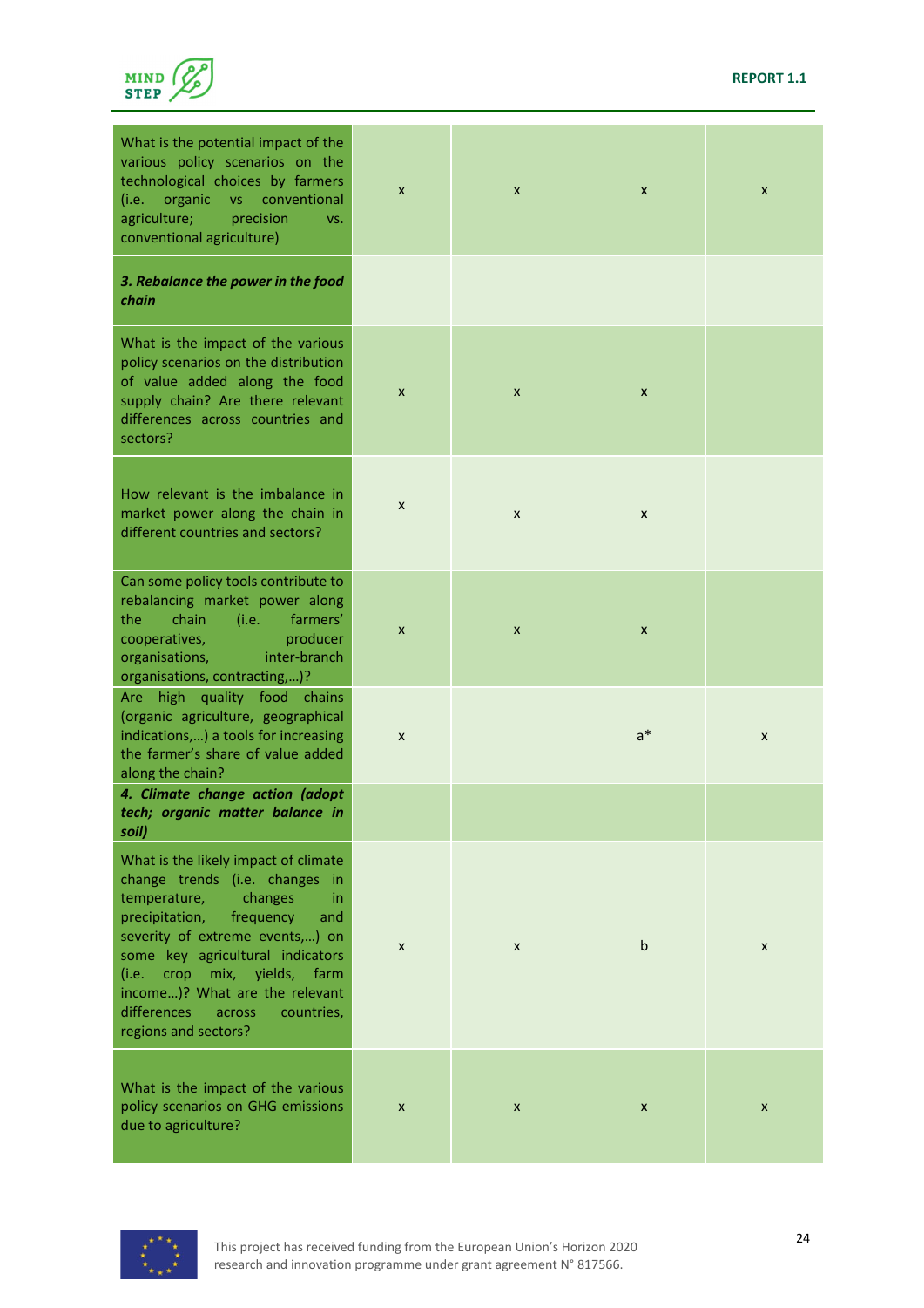| | | | | |
|---|---|---|---|---|
| What is the potential impact of the various policy scenarios on the technological choices by farmers (i.e. organic vs conventional agriculture; precision vs. conventional agriculture) | x | x | x | x |
| ***3. Rebalance the power in the food chain*** | | | | |
| What is the impact of the various policy scenarios on the distribution of value added along the food supply chain? Are there relevant differences across countries and sectors? | x | x | x | |
| How relevant is the imbalance in market power along the chain in different countries and sectors? | x | x | x | |
| Can some policy tools contribute to rebalancing market power along the chain (i.e. farmers' cooperatives, producer organisations, inter-branch organisations, contracting,…)? | x | x | x | |
| Are high quality food chains (organic agriculture, geographical indications,…) a tools for increasing the farmer's share of value added along the chain? | x | | a* | x |
| ***4. Climate change action (adopt tech; organic matter balance in soil)*** | | | | |
| What is the likely impact of climate change trends (i.e. changes in temperature, changes in precipitation, frequency and severity of extreme events,…) on some key agricultural indicators (i.e. crop mix, yields, farm income…)? What are the relevant differences across countries, regions and sectors? | x | x | b | x |
| What is the impact of the various policy scenarios on GHG emissions due to agriculture? | x | x | x | x |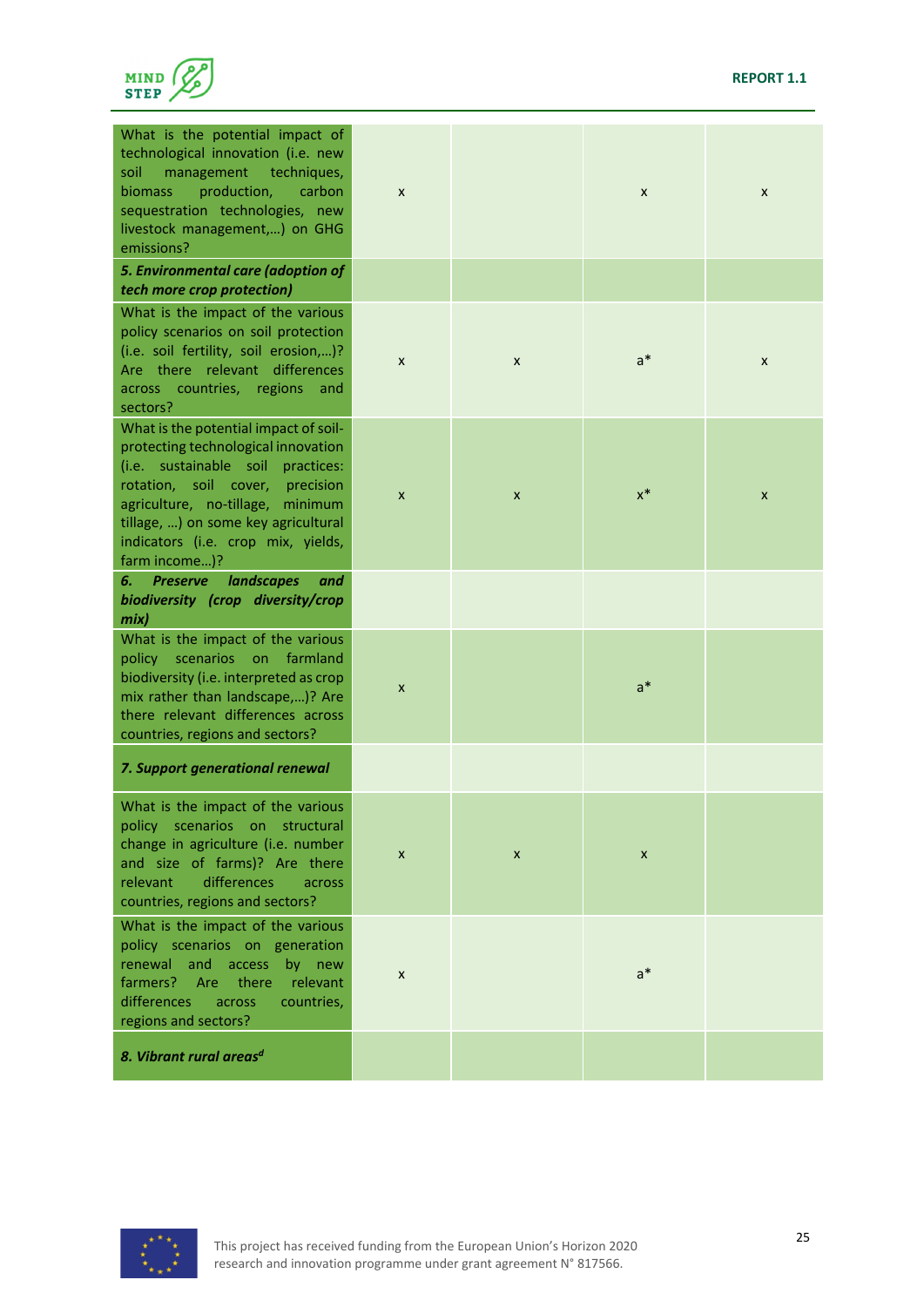| | | | | |
|---|---|---|---|---|
| What is the potential impact of technological innovation (i.e. new soil management techniques, biomass production, carbon sequestration technologies, new livestock management,...) on GHG emissions? | x | | x | x |
| ***5. Environmental care (adoption of tech more crop protection)*** | | | | |
| What is the impact of the various policy scenarios on soil protection (i.e. soil fertility, soil erosion,...)? Are there relevant differences across countries, regions and sectors? | x | x | a* | x |
| What is the potential impact of soil-protecting technological innovation (i.e. sustainable soil practices: rotation, soil cover, precision agriculture, no-tillage, minimum tillage, ...) on some key agricultural indicators (i.e. crop mix, yields, farm income...)? | x | x | x* | x |
| ***6. Preserve landscapes and biodiversity (crop diversity/crop mix)*** | | | | |
| What is the impact of the various policy scenarios on farmland biodiversity (i.e. interpreted as crop mix rather than landscape,...)? Are there relevant differences across countries, regions and sectors? | x | | a* | |
| ***7. Support generational renewal*** | | | | |
| What is the impact of the various policy scenarios on structural change in agriculture (i.e. number and size of farms)? Are there relevant differences across countries, regions and sectors? | x | x | x | |
| What is the impact of the various policy scenarios on generation renewal and access by new farmers? Are there relevant differences across countries, regions and sectors? | x | | a* | |
| ***8. Vibrant rural areas[d]*** | | | | |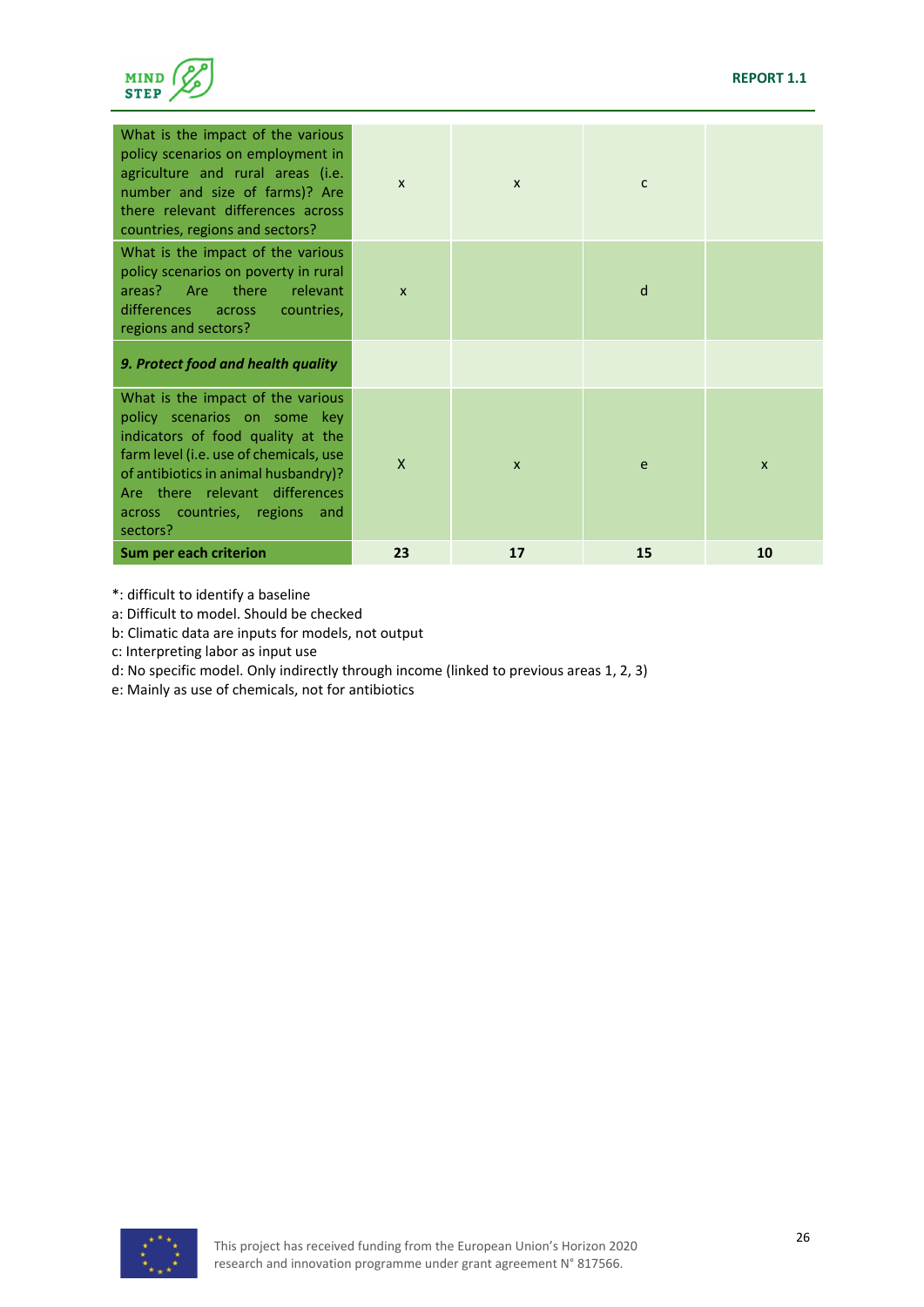| | | | | |
|---|---|---|---|---|
| What is the impact of the various policy scenarios on employment in agriculture and rural areas (i.e. number and size of farms)? Are there relevant differences across countries, regions and sectors? | x | x | c | |
| What is the impact of the various policy scenarios on poverty in rural areas? Are there relevant differences across countries, regions and sectors? | x | | d | |
| ***9. Protect food and health quality*** | | | | |
| What is the impact of the various policy scenarios on some key indicators of food quality at the farm level (i.e. use of chemicals, use of antibiotics in animal husbandry)? Are there relevant differences across countries, regions and sectors? | X | x | e | x |
| **Sum per each criterion** | **23** | **17** | **15** | **10** |

*: difficult to identify a baseline

a: Difficult to model. Should be checked

b: Climatic data are inputs for models, not output

c: Interpreting labor as input use

d: No specific model. Only indirectly through income (linked to previous areas 1, 2, 3)

e: Mainly as use of chemicals, not for antibiotics